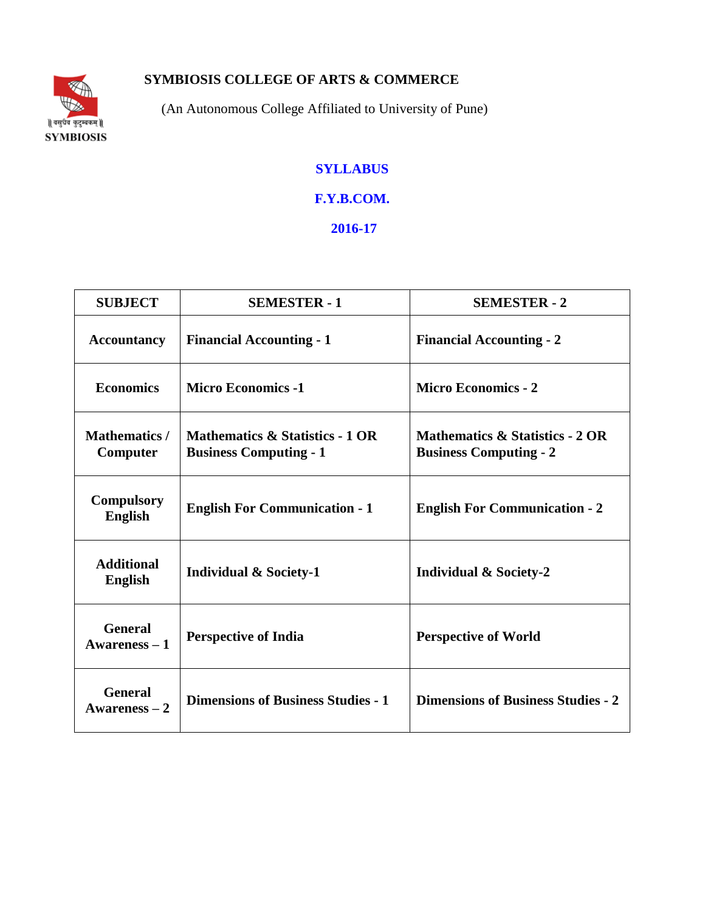**SYMBIOSIS COLLEGE OF ARTS & COMMERCE**

(An Autonomous College Affiliated to University of Pune)

॥ वसुधैव कुटुम्बकम् ॥
SYMBIOSIS

# SYLLABUS

## F.Y.B.COM.

## 2016-17

| SUBJECT | SEMESTER - 1 | SEMESTER - 2 |
|---|---|---|
| **Accountancy** | **Financial Accounting - 1** | **Financial Accounting - 2** |
| **Economics** | **Micro Economics -1** | **Micro Economics - 2** |
| **Mathematics / Computer** | **Mathematics & Statistics - 1 OR Business Computing - 1** | **Mathematics & Statistics - 2 OR Business Computing - 2** |
| **Compulsory English** | **English For Communication - 1** | **English For Communication - 2** |
| **Additional English** | **Individual & Society-1** | **Individual & Society-2** |
| **General Awareness – 1** | **Perspective of India** | **Perspective of World** |
| **General Awareness – 2** | **Dimensions of Business Studies - 1** | **Dimensions of Business Studies - 2** |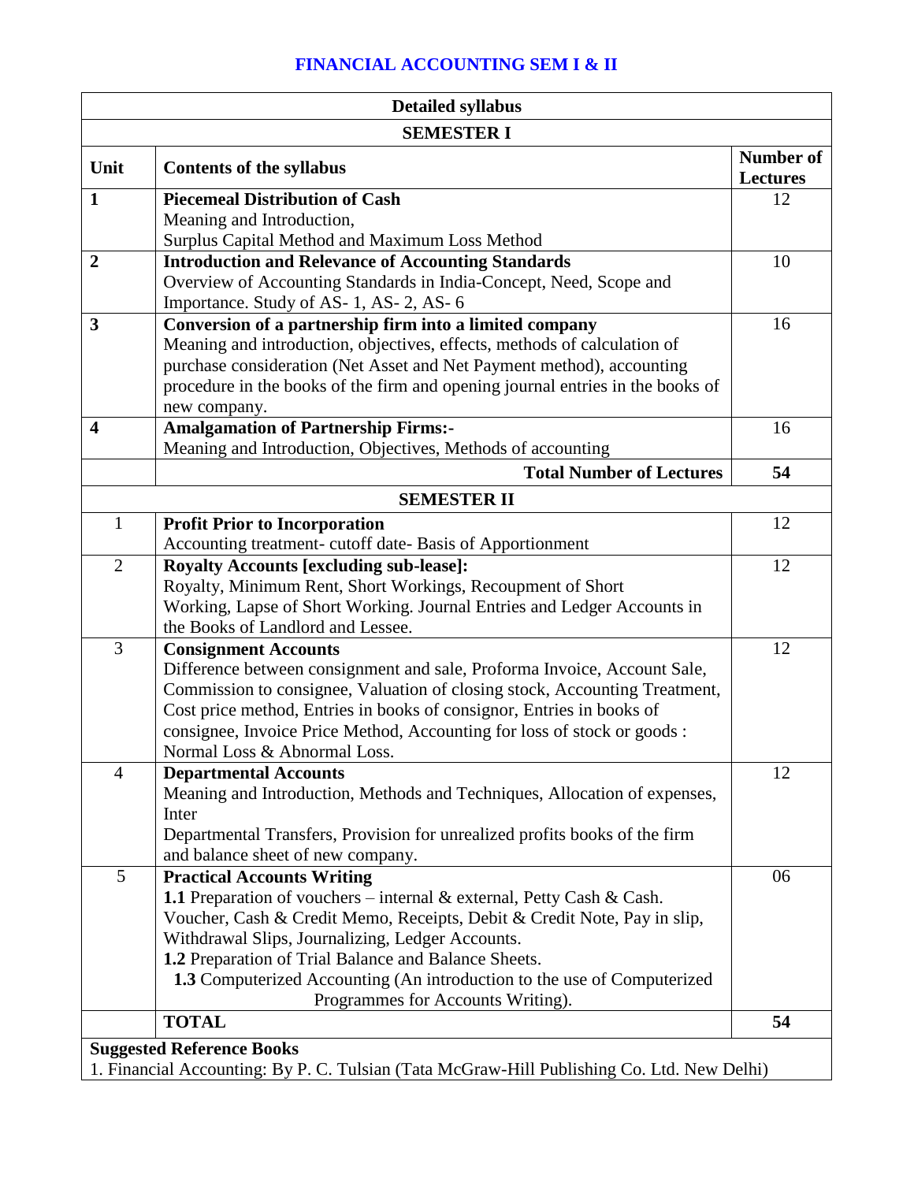## FINANCIAL ACCOUNTING SEM I & II

| Detailed syllabus | | |
|---|---|---|
| **SEMESTER I** | | |
| **Unit** | **Contents of the syllabus** | **Number of Lectures** |
| **1** | **Piecemeal Distribution of Cash**<br>Meaning and Introduction,<br>Surplus Capital Method and Maximum Loss Method | 12 |
| **2** | **Introduction and Relevance of Accounting Standards**<br>Overview of Accounting Standards in India-Concept, Need, Scope and Importance. Study of AS- 1, AS- 2, AS- 6 | 10 |
| **3** | **Conversion of a partnership firm into a limited company**<br>Meaning and introduction, objectives, effects, methods of calculation of purchase consideration (Net Asset and Net Payment method), accounting procedure in the books of the firm and opening journal entries in the books of new company. | 16 |
| **4** | **Amalgamation of Partnership Firms:-**<br>Meaning and Introduction, Objectives, Methods of accounting | 16 |
| | **Total Number of Lectures** | **54** |
| **SEMESTER II** | | |
| 1 | **Profit Prior to Incorporation**<br>Accounting treatment- cutoff date- Basis of Apportionment | 12 |
| 2 | **Royalty Accounts [excluding sub-lease]:**<br>Royalty, Minimum Rent, Short Workings, Recoupment of Short Working, Lapse of Short Working. Journal Entries and Ledger Accounts in the Books of Landlord and Lessee. | 12 |
| 3 | **Consignment Accounts**<br>Difference between consignment and sale, Proforma Invoice, Account Sale, Commission to consignee, Valuation of closing stock, Accounting Treatment, Cost price method, Entries in books of consignor, Entries in books of consignee, Invoice Price Method, Accounting for loss of stock or goods : Normal Loss & Abnormal Loss. | 12 |
| 4 | **Departmental Accounts**<br>Meaning and Introduction, Methods and Techniques, Allocation of expenses, Inter<br>Departmental Transfers, Provision for unrealized profits books of the firm and balance sheet of new company. | 12 |
| 5 | **Practical Accounts Writing**<br>**1.1** Preparation of vouchers – internal & external, Petty Cash & Cash. Voucher, Cash & Credit Memo, Receipts, Debit & Credit Note, Pay in slip, Withdrawal Slips, Journalizing, Ledger Accounts.<br>**1.2** Preparation of Trial Balance and Balance Sheets.<br>**1.3** Computerized Accounting (An introduction to the use of Computerized Programmes for Accounts Writing). | 06 |
| | **TOTAL** | **54** |

**Suggested Reference Books**

1. Financial Accounting: By P. C. Tulsian (Tata McGraw-Hill Publishing Co. Ltd. New Delhi)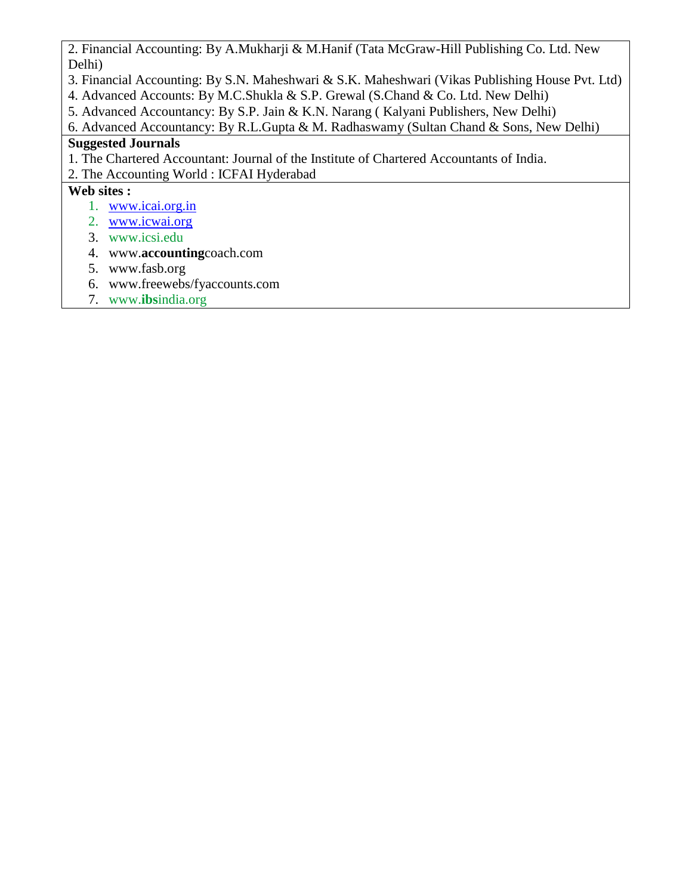2. Financial Accounting: By A.Mukharji & M.Hanif (Tata McGraw-Hill Publishing Co. Ltd. New Delhi)
3. Financial Accounting: By S.N. Maheshwari & S.K. Maheshwari (Vikas Publishing House Pvt. Ltd)
4. Advanced Accounts: By M.C.Shukla & S.P. Grewal (S.Chand & Co. Ltd. New Delhi)
5. Advanced Accountancy: By S.P. Jain & K.N. Narang ( Kalyani Publishers, New Delhi)
6. Advanced Accountancy: By R.L.Gupta & M. Radhaswamy (Sultan Chand & Sons, New Delhi)

**Suggested Journals**

1. The Chartered Accountant: Journal of the Institute of Chartered Accountants of India.
2. The Accounting World : ICFAI Hyderabad

**Web sites :**

1. www.icai.org.in
2. www.icwai.org
3. www.icsi.edu
4. www.**accounting**coach.com
5. www.fasb.org
6. www.freewebs/fyaccounts.com
7. www.**ibs**india.org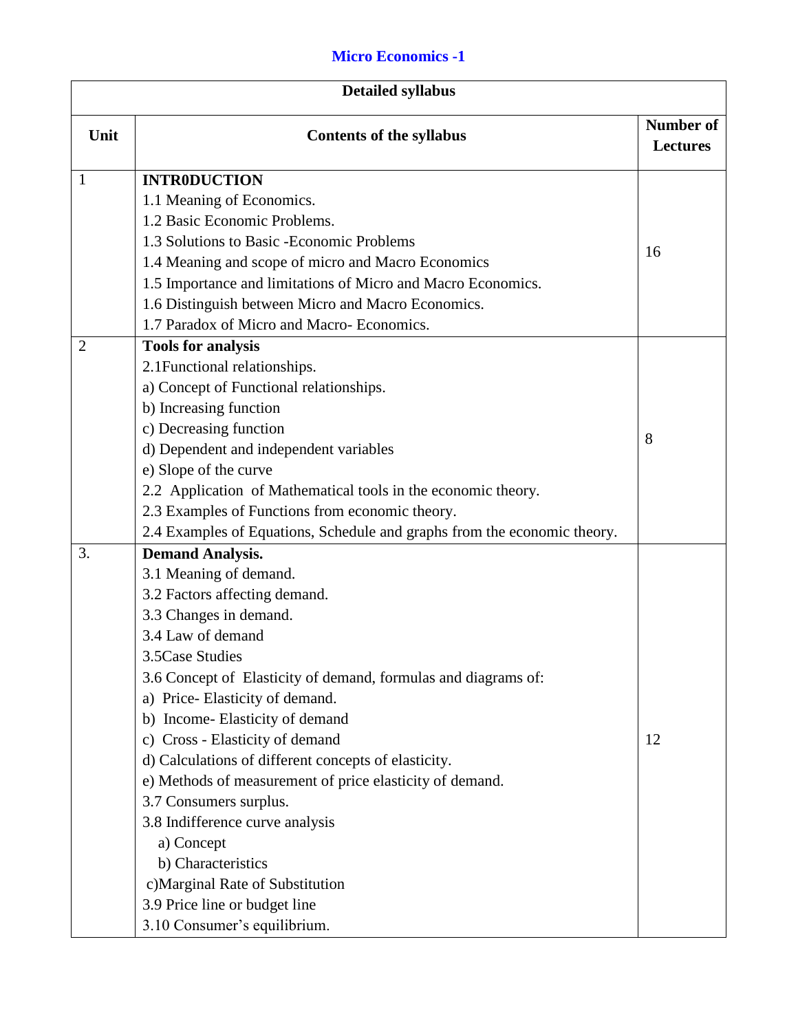## Micro Economics -1

| Detailed syllabus | | |
|---|---|---|
| **Unit** | **Contents of the syllabus** | **Number of Lectures** |
| 1 | **INTR0DUCTION**<br>1.1 Meaning of Economics.<br>1.2 Basic Economic Problems.<br>1.3 Solutions to Basic -Economic Problems<br>1.4 Meaning and scope of micro and Macro Economics<br>1.5 Importance and limitations of Micro and Macro Economics.<br>1.6 Distinguish between Micro and Macro Economics.<br>1.7 Paradox of Micro and Macro- Economics. | 16 |
| 2 | **Tools for analysis**<br>2.1Functional relationships.<br>a) Concept of Functional relationships.<br>b) Increasing function<br>c) Decreasing function<br>d) Dependent and independent variables<br>e) Slope of the curve<br>2.2 Application of Mathematical tools in the economic theory.<br>2.3 Examples of Functions from economic theory.<br>2.4 Examples of Equations, Schedule and graphs from the economic theory. | 8 |
| 3. | **Demand Analysis.**<br>3.1 Meaning of demand.<br>3.2 Factors affecting demand.<br>3.3 Changes in demand.<br>3.4 Law of demand<br>3.5Case Studies<br>3.6 Concept of Elasticity of demand, formulas and diagrams of:<br>a) Price- Elasticity of demand.<br>b) Income- Elasticity of demand<br>c) Cross - Elasticity of demand<br>d) Calculations of different concepts of elasticity.<br>e) Methods of measurement of price elasticity of demand.<br>3.7 Consumers surplus.<br>3.8 Indifference curve analysis<br>a) Concept<br>b) Characteristics<br>c)Marginal Rate of Substitution<br>3.9 Price line or budget line<br>3.10 Consumer's equilibrium. | 12 |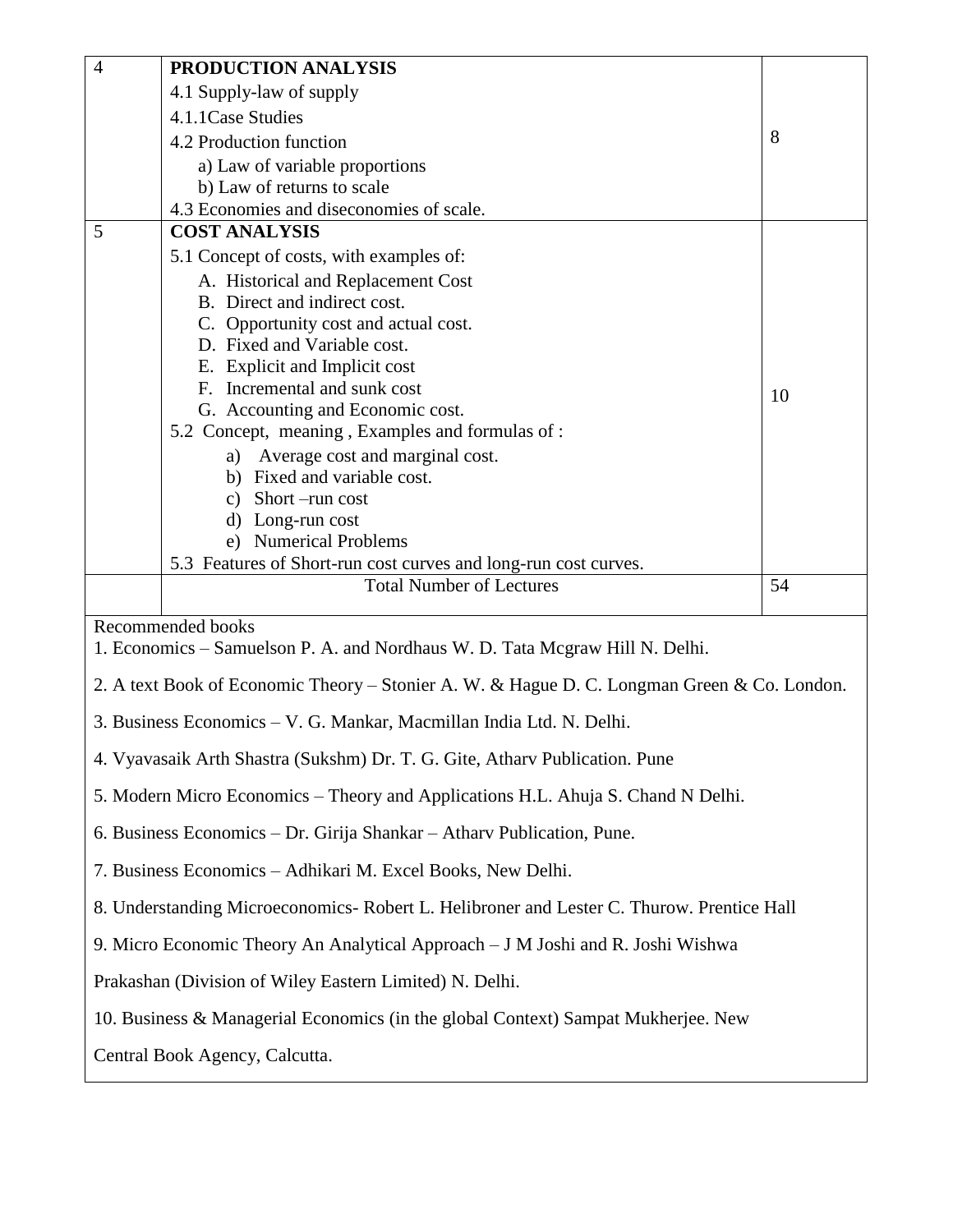| | | |
|---|---|---|
| 4 | **PRODUCTION ANALYSIS**<br>4.1 Supply-law of supply<br>4.1.1Case Studies<br>4.2 Production function<br>a) Law of variable proportions<br>b) Law of returns to scale<br>4.3 Economies and diseconomies of scale. | 8 |
| 5 | **COST ANALYSIS**<br>5.1 Concept of costs, with examples of:<br>A. Historical and Replacement Cost<br>B. Direct and indirect cost.<br>C. Opportunity cost and actual cost.<br>D. Fixed and Variable cost.<br>E. Explicit and Implicit cost<br>F. Incremental and sunk cost<br>G. Accounting and Economic cost.<br>5.2 Concept, meaning , Examples and formulas of :<br>a) Average cost and marginal cost.<br>b) Fixed and variable cost.<br>c) Short –run cost<br>d) Long-run cost<br>e) Numerical Problems<br>5.3 Features of Short-run cost curves and long-run cost curves. | 10 |
| | Total Number of Lectures | 54 |

Recommended books

1. Economics – Samuelson P. A. and Nordhaus W. D. Tata Mcgraw Hill N. Delhi.

2. A text Book of Economic Theory – Stonier A. W. & Hague D. C. Longman Green & Co. London.

3. Business Economics – V. G. Mankar, Macmillan India Ltd. N. Delhi.

4. Vyavasaik Arth Shastra (Sukshm) Dr. T. G. Gite, Atharv Publication. Pune

5. Modern Micro Economics – Theory and Applications H.L. Ahuja S. Chand N Delhi.

6. Business Economics – Dr. Girija Shankar – Atharv Publication, Pune.

7. Business Economics – Adhikari M. Excel Books, New Delhi.

8. Understanding Microeconomics- Robert L. Helibroner and Lester C. Thurow. Prentice Hall

9. Micro Economic Theory An Analytical Approach – J M Joshi and R. Joshi Wishwa Prakashan (Division of Wiley Eastern Limited) N. Delhi.

10. Business & Managerial Economics (in the global Context) Sampat Mukherjee. New Central Book Agency, Calcutta.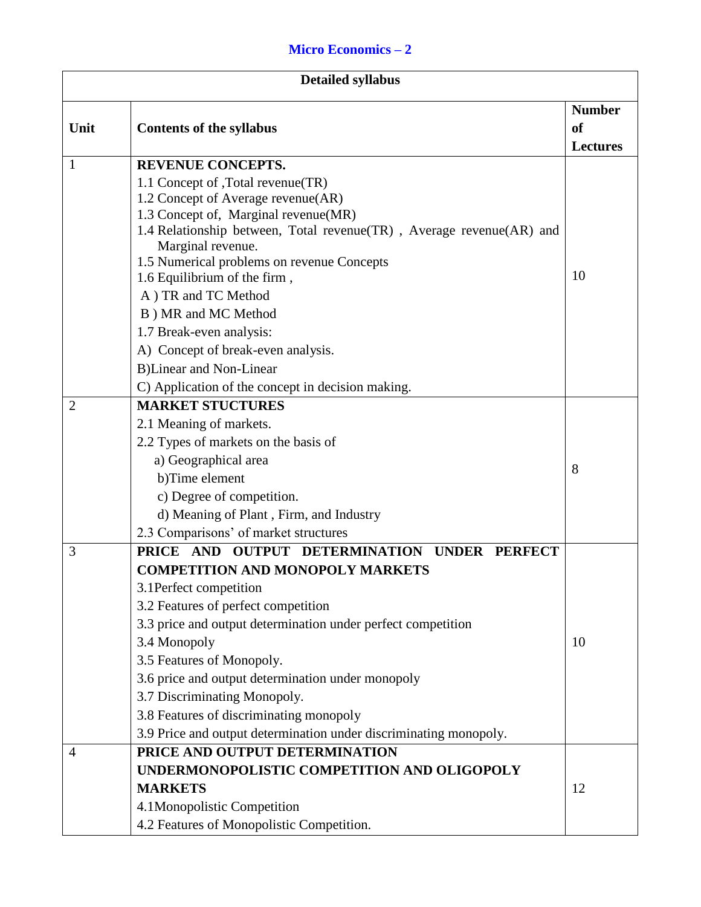# Micro Economics – 2

| Detailed syllabus | | |
|---|---|---|
| **Unit** | **Contents of the syllabus** | **Number of Lectures** |
| 1 | **REVENUE CONCEPTS.**<br>1.1 Concept of ,Total revenue(TR)<br>1.2 Concept of Average revenue(AR)<br>1.3 Concept of, Marginal revenue(MR)<br>1.4 Relationship between, Total revenue(TR) , Average revenue(AR) and Marginal revenue.<br>1.5 Numerical problems on revenue Concepts<br>1.6 Equilibrium of the firm ,<br>A ) TR and TC Method<br>B ) MR and MC Method<br>1.7 Break-even analysis:<br>A) Concept of break-even analysis.<br>B)Linear and Non-Linear<br>C) Application of the concept in decision making. | 10 |
| 2 | **MARKET STUCTURES**<br>2.1 Meaning of markets.<br>2.2 Types of markets on the basis of<br>a) Geographical area<br>b)Time element<br>c) Degree of competition.<br>d) Meaning of Plant , Firm, and Industry<br>2.3 Comparisons' of market structures | 8 |
| 3 | **PRICE AND OUTPUT DETERMINATION UNDER PERFECT COMPETITION AND MONOPOLY MARKETS**<br>3.1Perfect competition<br>3.2 Features of perfect competition<br>3.3 price and output determination under perfect competition<br>3.4 Monopoly<br>3.5 Features of Monopoly.<br>3.6 price and output determination under monopoly<br>3.7 Discriminating Monopoly.<br>3.8 Features of discriminating monopoly<br>3.9 Price and output determination under discriminating monopoly. | 10 |
| 4 | **PRICE AND OUTPUT DETERMINATION UNDERMONOPOLISTIC COMPETITION AND OLIGOPOLY MARKETS**<br>4.1Monopolistic Competition<br>4.2 Features of Monopolistic Competition. | 12 |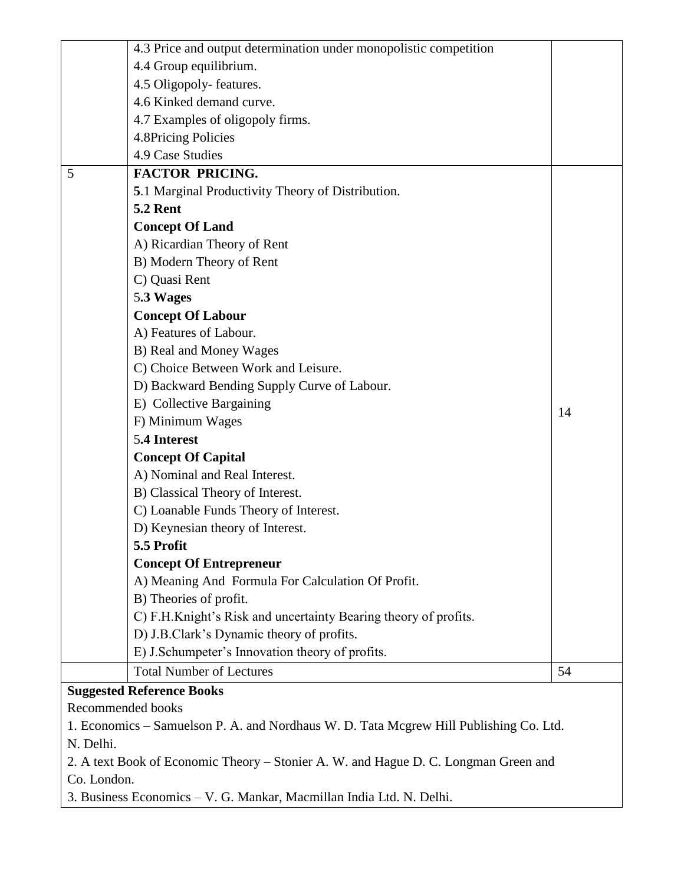|  |  |  |
| --- | --- | --- |
|  | 4.3 Price and output determination under monopolistic competition<br>4.4 Group equilibrium.<br>4.5 Oligopoly- features.<br>4.6 Kinked demand curve.<br>4.7 Examples of oligopoly firms.<br>4.8Pricing Policies<br>4.9 Case Studies |  |
| 5 | **FACTOR PRICING.**<br>**5**.1 Marginal Productivity Theory of Distribution.<br>**5.2 Rent**<br>**Concept Of Land**<br>A) Ricardian Theory of Rent<br>B) Modern Theory of Rent<br>C) Quasi Rent<br>5**.3 Wages**<br>**Concept Of Labour**<br>A) Features of Labour.<br>B) Real and Money Wages<br>C) Choice Between Work and Leisure.<br>D) Backward Bending Supply Curve of Labour.<br>E) Collective Bargaining<br>F) Minimum Wages<br>5**.4 Interest**<br>**Concept Of Capital**<br>A) Nominal and Real Interest.<br>B) Classical Theory of Interest.<br>C) Loanable Funds Theory of Interest.<br>D) Keynesian theory of Interest.<br>**5.5 Profit**<br>**Concept Of Entrepreneur**<br>A) Meaning And Formula For Calculation Of Profit.<br>B) Theories of profit.<br>C) F.H.Knight's Risk and uncertainty Bearing theory of profits.<br>D) J.B.Clark's Dynamic theory of profits.<br>E) J.Schumpeter's Innovation theory of profits. | 14 |
|  | Total Number of Lectures | 54 |

**Suggested Reference Books**

Recommended books

1. Economics – Samuelson P. A. and Nordhaus W. D. Tata Mcgrew Hill Publishing Co. Ltd. N. Delhi.
2. A text Book of Economic Theory – Stonier A. W. and Hague D. C. Longman Green and Co. London.
3. Business Economics – V. G. Mankar, Macmillan India Ltd. N. Delhi.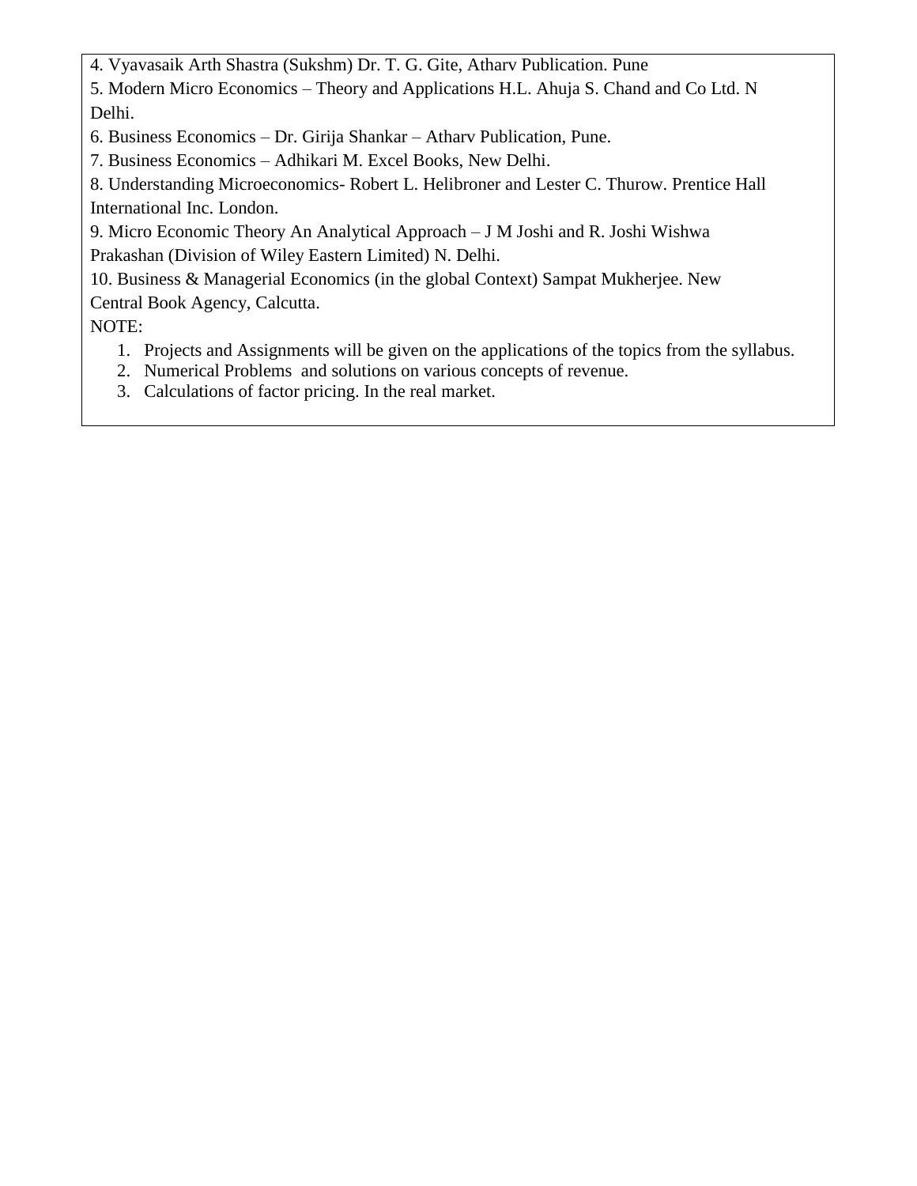4. Vyavasaik Arth Shastra (Sukshm) Dr. T. G. Gite, Atharv Publication. Pune

5. Modern Micro Economics – Theory and Applications H.L. Ahuja S. Chand and Co Ltd. N Delhi.

6. Business Economics – Dr. Girija Shankar – Atharv Publication, Pune.

7. Business Economics – Adhikari M. Excel Books, New Delhi.

8. Understanding Microeconomics- Robert L. Helibroner and Lester C. Thurow. Prentice Hall International Inc. London.

9. Micro Economic Theory An Analytical Approach – J M Joshi and R. Joshi Wishwa Prakashan (Division of Wiley Eastern Limited) N. Delhi.

10. Business & Managerial Economics (in the global Context) Sampat Mukherjee. New Central Book Agency, Calcutta.

NOTE:

1. Projects and Assignments will be given on the applications of the topics from the syllabus.
2. Numerical Problems and solutions on various concepts of revenue.
3. Calculations of factor pricing. In the real market.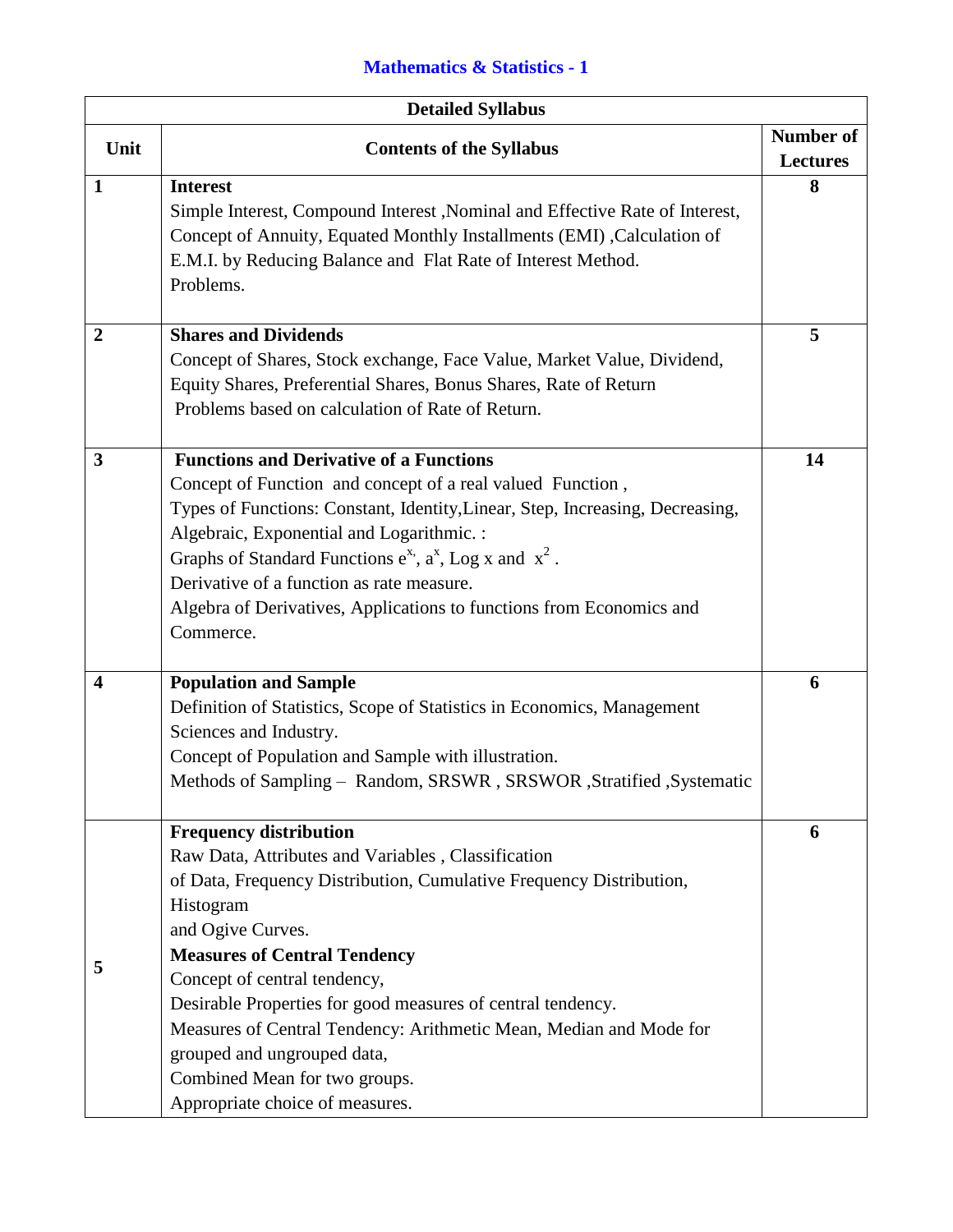## Mathematics & Statistics - 1

| Detailed Syllabus | | |
|---|---|---|
| **Unit** | **Contents of the Syllabus** | **Number of Lectures** |
| **1** | **Interest**<br>Simple Interest, Compound Interest ,Nominal and Effective Rate of Interest, Concept of Annuity, Equated Monthly Installments (EMI) ,Calculation of E.M.I. by Reducing Balance and Flat Rate of Interest Method.<br>Problems. | **8** |
| **2** | **Shares and Dividends**<br>Concept of Shares, Stock exchange, Face Value, Market Value, Dividend, Equity Shares, Preferential Shares, Bonus Shares, Rate of Return<br>Problems based on calculation of Rate of Return. | **5** |
| **3** | **Functions and Derivative of a Functions**<br>Concept of Function and concept of a real valued Function ,<br>Types of Functions: Constant, Identity,Linear, Step, Increasing, Decreasing, Algebraic, Exponential and Logarithmic. :<br>Graphs of Standard Functions $e^x$, $a^x$, Log x and $x^2$ .<br>Derivative of a function as rate measure.<br>Algebra of Derivatives, Applications to functions from Economics and Commerce. | **14** |
| **4** | **Population and Sample**<br>Definition of Statistics, Scope of Statistics in Economics, Management Sciences and Industry.<br>Concept of Population and Sample with illustration.<br>Methods of Sampling – Random, SRSWR , SRSWOR ,Stratified ,Systematic | **6** |
| **5** | **Frequency distribution**<br>Raw Data, Attributes and Variables , Classification of Data, Frequency Distribution, Cumulative Frequency Distribution, Histogram and Ogive Curves.<br>**Measures of Central Tendency**<br>Concept of central tendency,<br>Desirable Properties for good measures of central tendency.<br>Measures of Central Tendency: Arithmetic Mean, Median and Mode for grouped and ungrouped data,<br>Combined Mean for two groups.<br>Appropriate choice of measures. | **6** |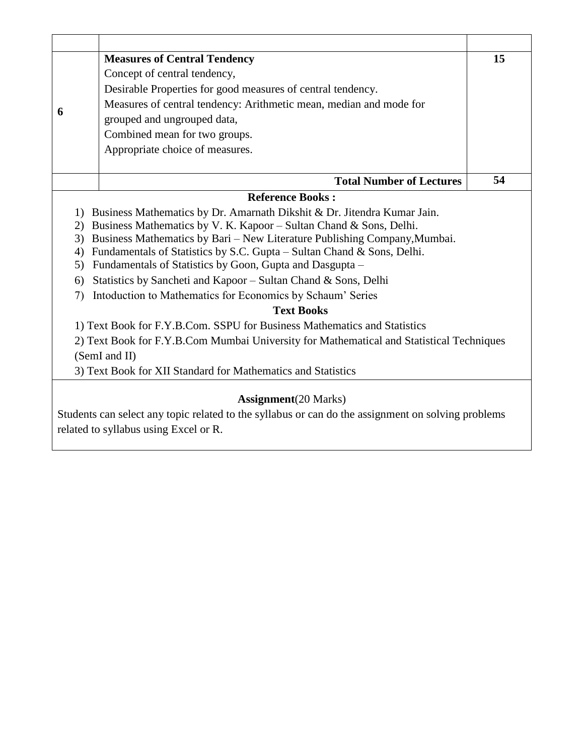| | | |
|---|---|---|
| | | |
| 6 | **Measures of Central Tendency**<br>Concept of central tendency,<br>Desirable Properties for good measures of central tendency.<br>Measures of central tendency: Arithmetic mean, median and mode for grouped and ungrouped data,<br>Combined mean for two groups.<br>Appropriate choice of measures. | **15** |
| | **Total Number of Lectures** | **54** |

**Reference Books :**

1) Business Mathematics by Dr. Amarnath Dikshit & Dr. Jitendra Kumar Jain.
2) Business Mathematics by V. K. Kapoor – Sultan Chand & Sons, Delhi.
3) Business Mathematics by Bari – New Literature Publishing Company,Mumbai.
4) Fundamentals of Statistics by S.C. Gupta – Sultan Chand & Sons, Delhi.
5) Fundamentals of Statistics by Goon, Gupta and Dasgupta –
6) Statistics by Sancheti and Kapoor – Sultan Chand & Sons, Delhi
7) Intoduction to Mathematics for Economics by Schaum' Series

**Text Books**

1) Text Book for F.Y.B.Com. SSPU for Business Mathematics and Statistics
2) Text Book for F.Y.B.Com Mumbai University for Mathematical and Statistical Techniques (SemI and II)
3) Text Book for XII Standard for Mathematics and Statistics

**Assignment**(20 Marks)

Students can select any topic related to the syllabus or can do the assignment on solving problems related to syllabus using Excel or R.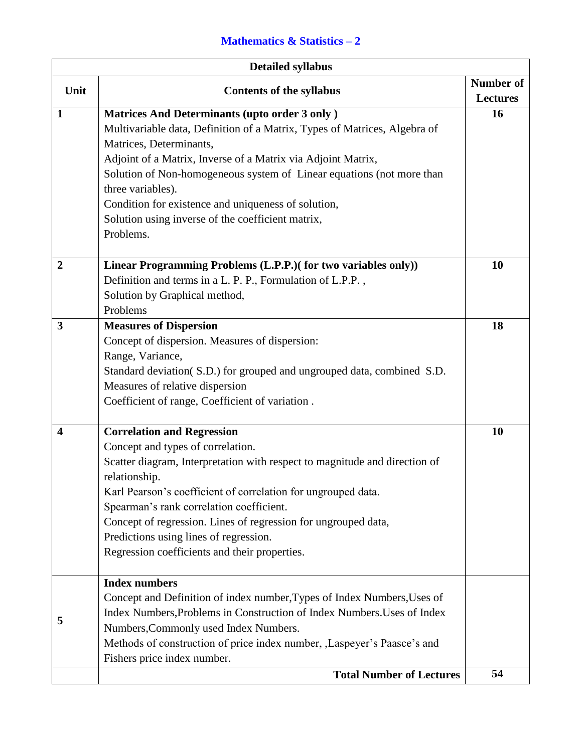## Mathematics & Statistics – 2

| Detailed syllabus | | |
|---|---|---|
| **Unit** | **Contents of the syllabus** | **Number of Lectures** |
| **1** | **Matrices And Determinants (upto order 3 only )**<br>Multivariable data, Definition of a Matrix, Types of Matrices, Algebra of Matrices, Determinants,<br>Adjoint of a Matrix, Inverse of a Matrix via Adjoint Matrix,<br>Solution of Non-homogeneous system of Linear equations (not more than three variables).<br>Condition for existence and uniqueness of solution,<br>Solution using inverse of the coefficient matrix,<br>Problems. | **16** |
| **2** | **Linear Programming Problems (L.P.P.)( for two variables only))**<br>Definition and terms in a L. P. P., Formulation of L.P.P. ,<br>Solution by Graphical method,<br>Problems | **10** |
| **3** | **Measures of Dispersion**<br>Concept of dispersion. Measures of dispersion:<br>Range, Variance,<br>Standard deviation( S.D.) for grouped and ungrouped data, combined S.D.<br>Measures of relative dispersion<br>Coefficient of range, Coefficient of variation . | **18** |
| **4** | **Correlation and Regression**<br>Concept and types of correlation.<br>Scatter diagram, Interpretation with respect to magnitude and direction of relationship.<br>Karl Pearson's coefficient of correlation for ungrouped data.<br>Spearman's rank correlation coefficient.<br>Concept of regression. Lines of regression for ungrouped data,<br>Predictions using lines of regression.<br>Regression coefficients and their properties. | **10** |
| **5** | **Index numbers**<br>Concept and Definition of index number,Types of Index Numbers,Uses of Index Numbers,Problems in Construction of Index Numbers.Uses of Index Numbers,Commonly used Index Numbers.<br>Methods of construction of price index number, ,Laspeyer's Paasce's and Fishers price index number. | |
| | **Total Number of Lectures** | **54** |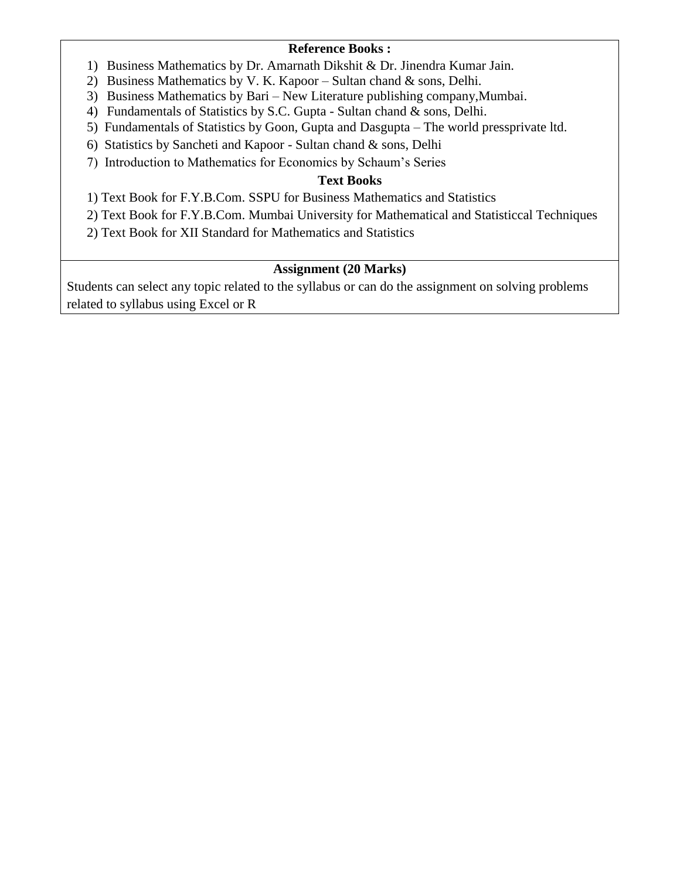**Reference Books :**

1) Business Mathematics by Dr. Amarnath Dikshit & Dr. Jinendra Kumar Jain.
2) Business Mathematics by V. K. Kapoor – Sultan chand & sons, Delhi.
3) Business Mathematics by Bari – New Literature publishing company,Mumbai.
4) Fundamentals of Statistics by S.C. Gupta - Sultan chand & sons, Delhi.
5) Fundamentals of Statistics by Goon, Gupta and Dasgupta – The world pressprivate ltd.
6) Statistics by Sancheti and Kapoor - Sultan chand & sons, Delhi
7) Introduction to Mathematics for Economics by Schaum's Series

**Text Books**

1) Text Book for F.Y.B.Com. SSPU for Business Mathematics and Statistics

2) Text Book for F.Y.B.Com. Mumbai University for Mathematical and Statisticcal Techniques

2) Text Book for XII Standard for Mathematics and Statistics

**Assignment (20 Marks)**

Students can select any topic related to the syllabus or can do the assignment on solving problems related to syllabus using Excel or R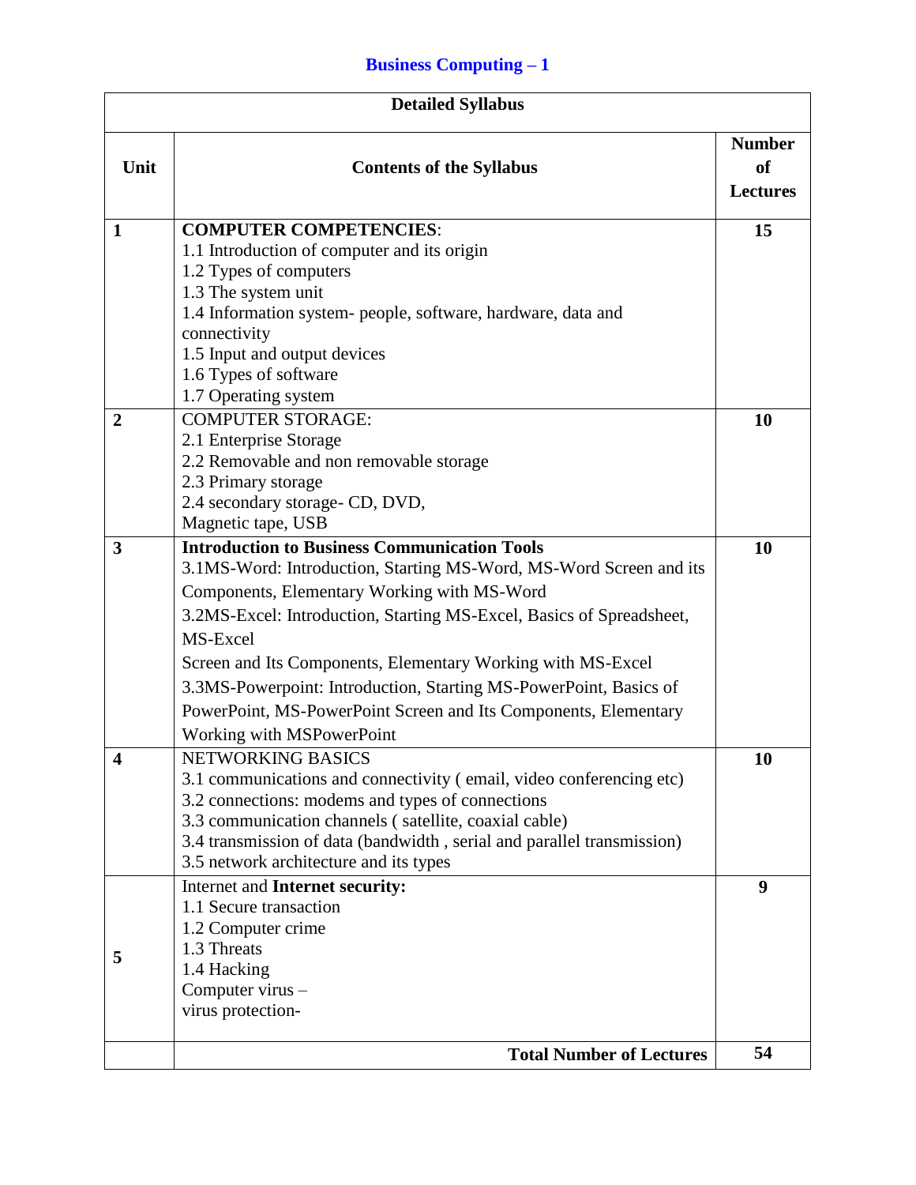# Business Computing – 1

| Detailed Syllabus | | |
|---|---|---|
| **Unit** | **Contents of the Syllabus** | **Number of Lectures** |
| **1** | **COMPUTER COMPETENCIES**:<br>1.1 Introduction of computer and its origin<br>1.2 Types of computers<br>1.3 The system unit<br>1.4 Information system- people, software, hardware, data and connectivity<br>1.5 Input and output devices<br>1.6 Types of software<br>1.7 Operating system | **15** |
| **2** | COMPUTER STORAGE:<br>2.1 Enterprise Storage<br>2.2 Removable and non removable storage<br>2.3 Primary storage<br>2.4 secondary storage- CD, DVD,<br>Magnetic tape, USB | **10** |
| **3** | **Introduction to Business Communication Tools**<br>3.1MS-Word: Introduction, Starting MS-Word, MS-Word Screen and its Components, Elementary Working with MS-Word<br>3.2MS-Excel: Introduction, Starting MS-Excel, Basics of Spreadsheet, MS-Excel<br>Screen and Its Components, Elementary Working with MS-Excel<br>3.3MS-Powerpoint: Introduction, Starting MS-PowerPoint, Basics of PowerPoint, MS-PowerPoint Screen and Its Components, Elementary Working with MSPowerPoint | **10** |
| **4** | NETWORKING BASICS<br>3.1 communications and connectivity ( email, video conferencing etc)<br>3.2 connections: modems and types of connections<br>3.3 communication channels ( satellite, coaxial cable)<br>3.4 transmission of data (bandwidth , serial and parallel transmission)<br>3.5 network architecture and its types | **10** |
| **5** | Internet and **Internet security:**<br>1.1 Secure transaction<br>1.2 Computer crime<br>1.3 Threats<br>1.4 Hacking<br>Computer virus –<br>virus protection- | **9** |
| | **Total Number of Lectures** | **54** |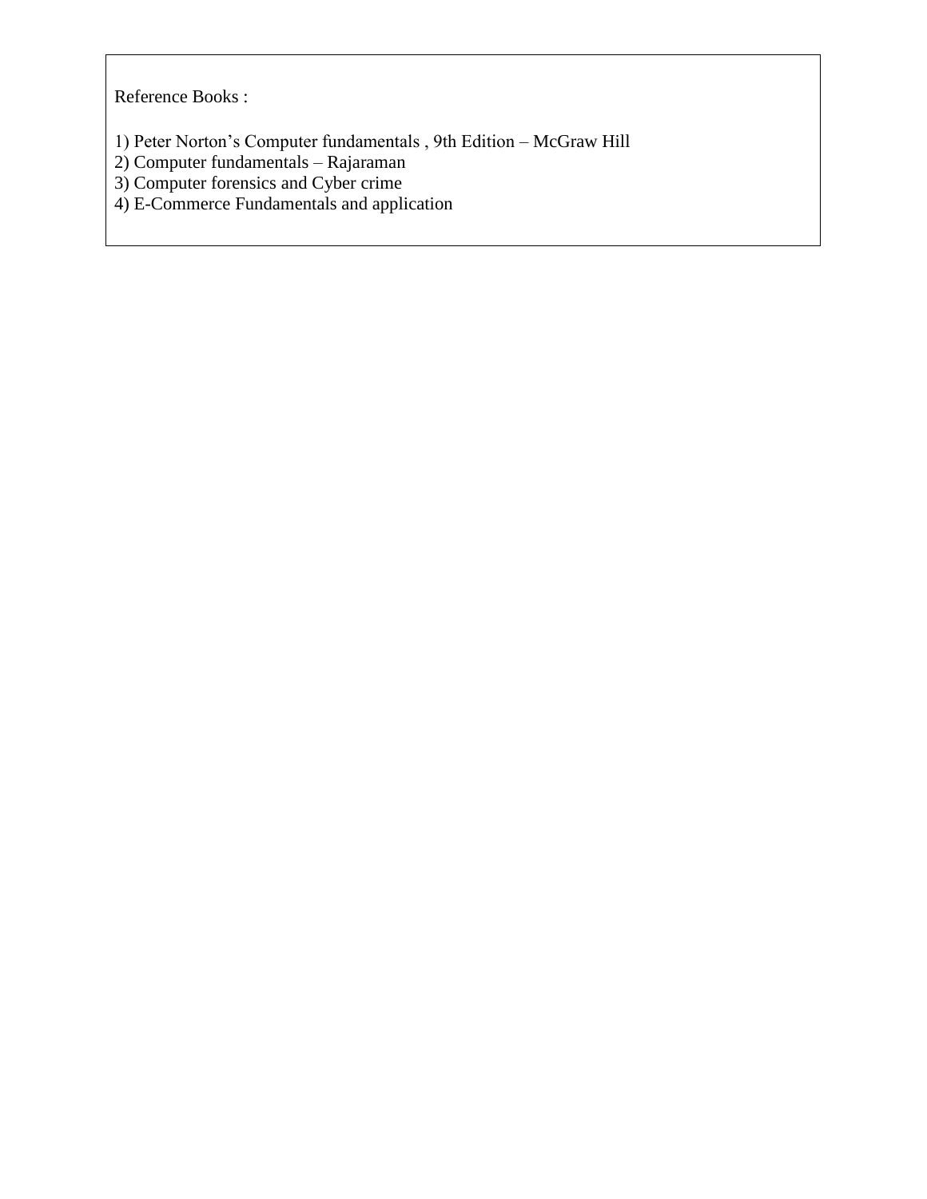Reference Books :

1) Peter Norton’s Computer fundamentals , 9th Edition – McGraw Hill
2) Computer fundamentals – Rajaraman
3) Computer forensics and Cyber crime
4) E-Commerce Fundamentals and application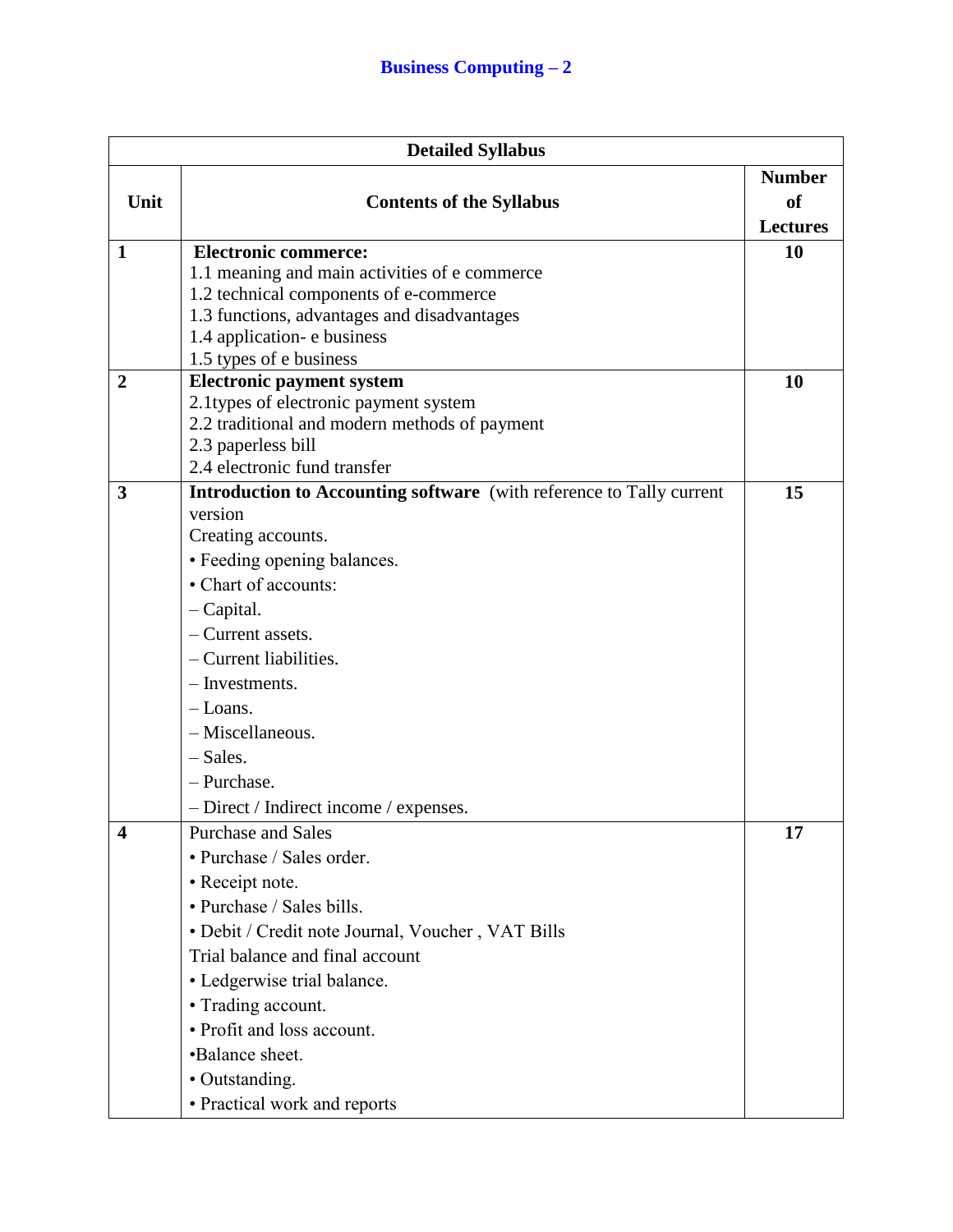## Business Computing – 2

| Detailed Syllabus | | |
|---|---|---|
| **Unit** | **Contents of the Syllabus** | **Number of Lectures** |
| **1** | **Electronic commerce:**<br>1.1 meaning and main activities of e commerce<br>1.2 technical components of e-commerce<br>1.3 functions, advantages and disadvantages<br>1.4 application- e business<br>1.5 types of e business | **10** |
| **2** | **Electronic payment system**<br>2.1types of electronic payment system<br>2.2 traditional and modern methods of payment<br>2.3 paperless bill<br>2.4 electronic fund transfer | **10** |
| **3** | **Introduction to Accounting software** (with reference to Tally current version<br>Creating accounts.<br>• Feeding opening balances.<br>• Chart of accounts:<br>– Capital.<br>– Current assets.<br>– Current liabilities.<br>– Investments.<br>– Loans.<br>– Miscellaneous.<br>– Sales.<br>– Purchase.<br>– Direct / Indirect income / expenses. | **15** |
| **4** | Purchase and Sales<br>• Purchase / Sales order.<br>• Receipt note.<br>• Purchase / Sales bills.<br>• Debit / Credit note Journal, Voucher , VAT Bills<br>Trial balance and final account<br>• Ledgerwise trial balance.<br>• Trading account.<br>• Profit and loss account.<br>•Balance sheet.<br>• Outstanding.<br>• Practical work and reports | **17** |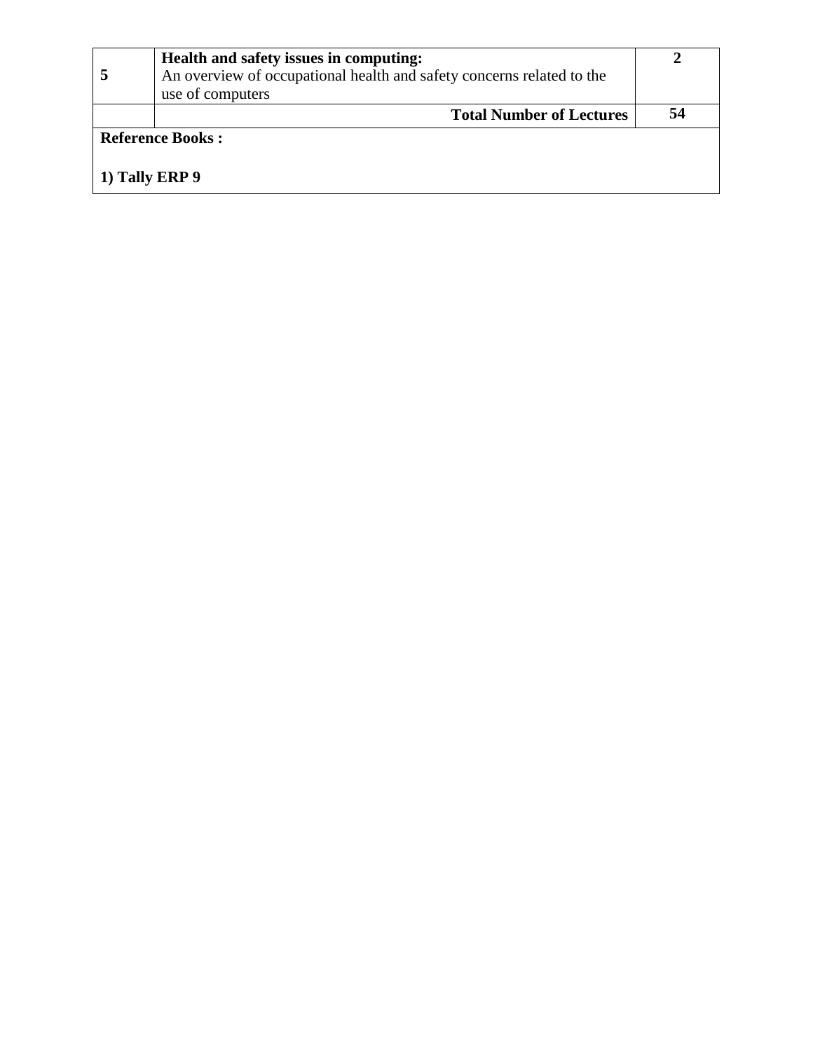| | | |
|---|---|---|
| **5** | **Health and safety issues in computing:** An overview of occupational health and safety concerns related to the use of computers | **2** |
| | **Total Number of Lectures** | **54** |

**Reference Books :**

**1) Tally ERP 9**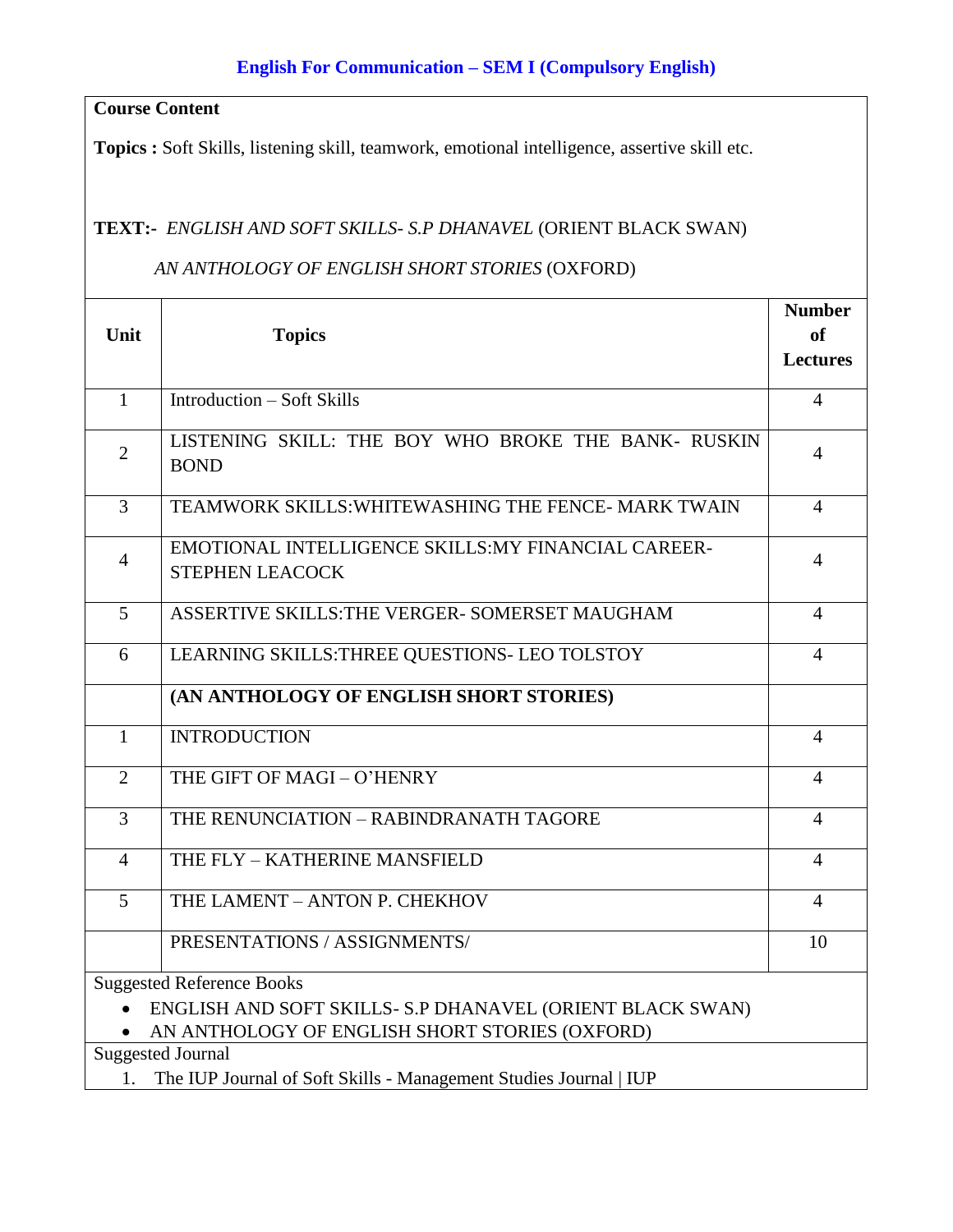## English For Communication – SEM I (Compulsory English)

**Course Content**

**Topics :** Soft Skills, listening skill, teamwork, emotional intelligence, assertive skill etc.

**TEXT:-** *ENGLISH AND SOFT SKILLS- S.P DHANAVEL* (ORIENT BLACK SWAN)

*AN ANTHOLOGY OF ENGLISH SHORT STORIES* (OXFORD)

| Unit | Topics | Number of Lectures |
|---|---|---|
| 1 | Introduction – Soft Skills | 4 |
| 2 | LISTENING SKILL: THE BOY WHO BROKE THE BANK- RUSKIN BOND | 4 |
| 3 | TEAMWORK SKILLS:WHITEWASHING THE FENCE- MARK TWAIN | 4 |
| 4 | EMOTIONAL INTELLIGENCE SKILLS:MY FINANCIAL CAREER- STEPHEN LEACOCK | 4 |
| 5 | ASSERTIVE SKILLS:THE VERGER- SOMERSET MAUGHAM | 4 |
| 6 | LEARNING SKILLS:THREE QUESTIONS- LEO TOLSTOY | 4 |
| | **(AN ANTHOLOGY OF ENGLISH SHORT STORIES)** | |
| 1 | INTRODUCTION | 4 |
| 2 | THE GIFT OF MAGI – O'HENRY | 4 |
| 3 | THE RENUNCIATION – RABINDRANATH TAGORE | 4 |
| 4 | THE FLY – KATHERINE MANSFIELD | 4 |
| 5 | THE LAMENT – ANTON P. CHEKHOV | 4 |
| | PRESENTATIONS / ASSIGNMENTS/ | 10 |

Suggested Reference Books

- ENGLISH AND SOFT SKILLS- S.P DHANAVEL (ORIENT BLACK SWAN)
- AN ANTHOLOGY OF ENGLISH SHORT STORIES (OXFORD)

Suggested Journal

1. The IUP Journal of Soft Skills - Management Studies Journal | IUP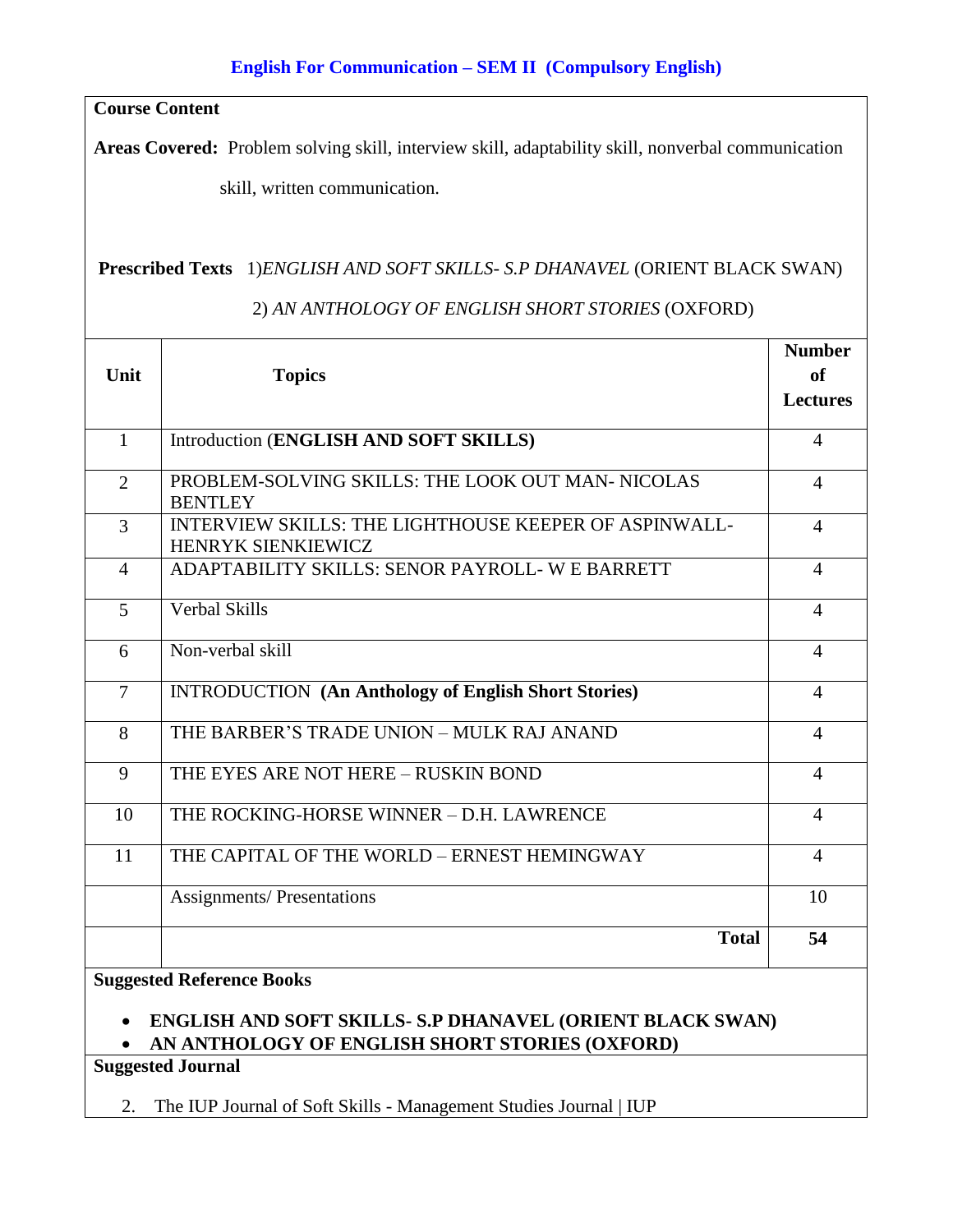## English For Communication – SEM II (Compulsory English)

**Course Content**

**Areas Covered:** Problem solving skill, interview skill, adaptability skill, nonverbal communication skill, written communication.

**Prescribed Texts** 1)*ENGLISH AND SOFT SKILLS- S.P DHANAVEL* (ORIENT BLACK SWAN)

2) *AN ANTHOLOGY OF ENGLISH SHORT STORIES* (OXFORD)

| Unit | Topics | Number of Lectures |
|---|---|---|
| 1 | Introduction (**ENGLISH AND SOFT SKILLS)** | 4 |
| 2 | PROBLEM-SOLVING SKILLS: THE LOOK OUT MAN- NICOLAS BENTLEY | 4 |
| 3 | INTERVIEW SKILLS: THE LIGHTHOUSE KEEPER OF ASPINWALL- HENRYK SIENKIEWICZ | 4 |
| 4 | ADAPTABILITY SKILLS: SENOR PAYROLL- W E BARRETT | 4 |
| 5 | Verbal Skills | 4 |
| 6 | Non-verbal skill | 4 |
| 7 | INTRODUCTION **(An Anthology of English Short Stories)** | 4 |
| 8 | THE BARBER'S TRADE UNION – MULK RAJ ANAND | 4 |
| 9 | THE EYES ARE NOT HERE – RUSKIN BOND | 4 |
| 10 | THE ROCKING-HORSE WINNER – D.H. LAWRENCE | 4 |
| 11 | THE CAPITAL OF THE WORLD – ERNEST HEMINGWAY | 4 |
| | Assignments/ Presentations | 10 |
| | **Total** | **54** |

**Suggested Reference Books**

- **ENGLISH AND SOFT SKILLS- S.P DHANAVEL (ORIENT BLACK SWAN)**
- **AN ANTHOLOGY OF ENGLISH SHORT STORIES (OXFORD)**

**Suggested Journal**

2. The IUP Journal of Soft Skills - Management Studies Journal | IUP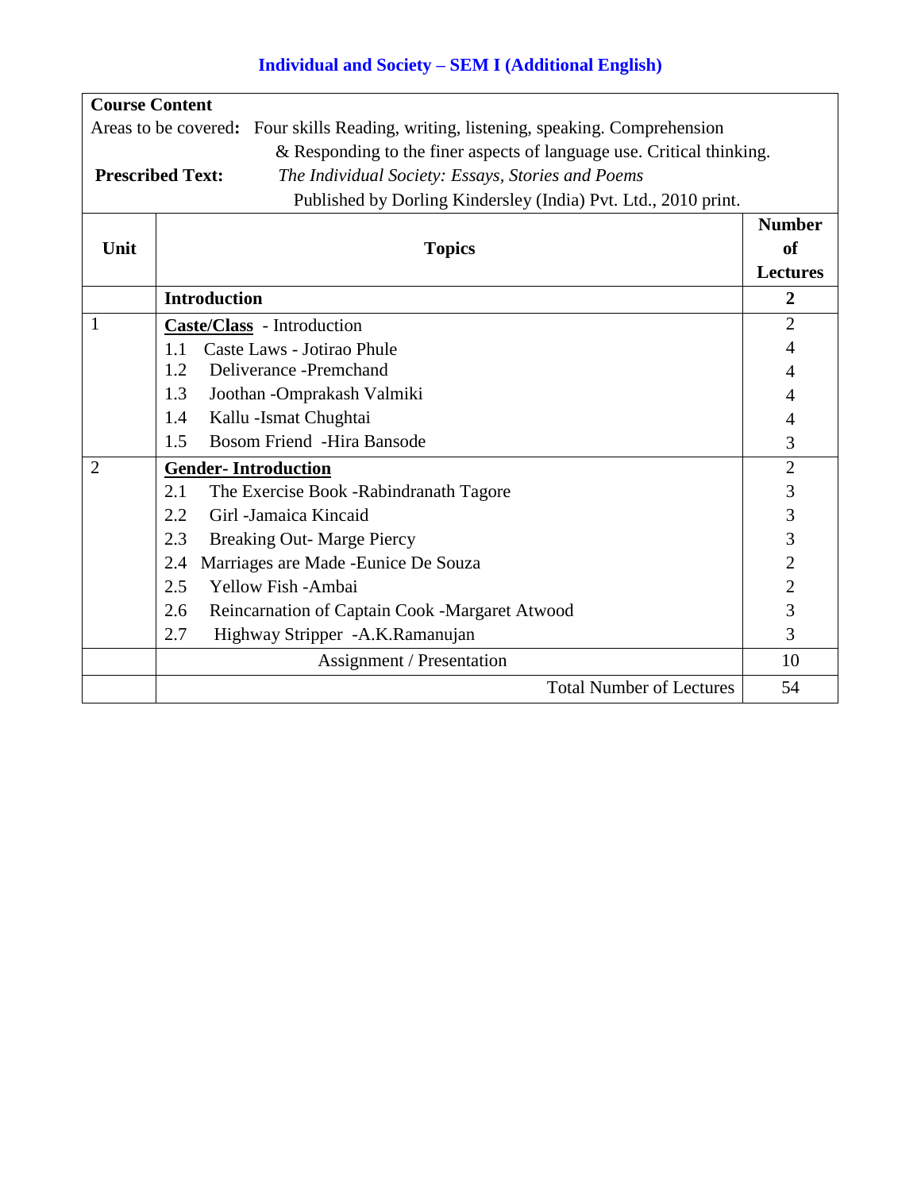## Individual and Society – SEM I (Additional English)

**Course Content**

Areas to be covered**:** Four skills Reading, writing, listening, speaking. Comprehension & Responding to the finer aspects of language use. Critical thinking.

**Prescribed Text:** *The Individual Society: Essays, Stories and Poems*
Published by Dorling Kindersley (India) Pvt. Ltd., 2010 print.

| Unit | Topics | Number of Lectures |
|---|---|---|
| | **Introduction** | **2** |
| 1 | **Caste/Class** - Introduction | 2 |
| | 1.1 Caste Laws - Jotirao Phule | 4 |
| | 1.2 Deliverance -Premchand | 4 |
| | 1.3 Joothan -Omprakash Valmiki | 4 |
| | 1.4 Kallu -Ismat Chughtai | 4 |
| | 1.5 Bosom Friend -Hira Bansode | 3 |
| 2 | **Gender- Introduction** | 2 |
| | 2.1 The Exercise Book -Rabindranath Tagore | 3 |
| | 2.2 Girl -Jamaica Kincaid | 3 |
| | 2.3 Breaking Out- Marge Piercy | 3 |
| | 2.4 Marriages are Made -Eunice De Souza | 2 |
| | 2.5 Yellow Fish -Ambai | 2 |
| | 2.6 Reincarnation of Captain Cook -Margaret Atwood | 3 |
| | 2.7 Highway Stripper -A.K.Ramanujan | 3 |
| | Assignment / Presentation | 10 |
| | Total Number of Lectures | 54 |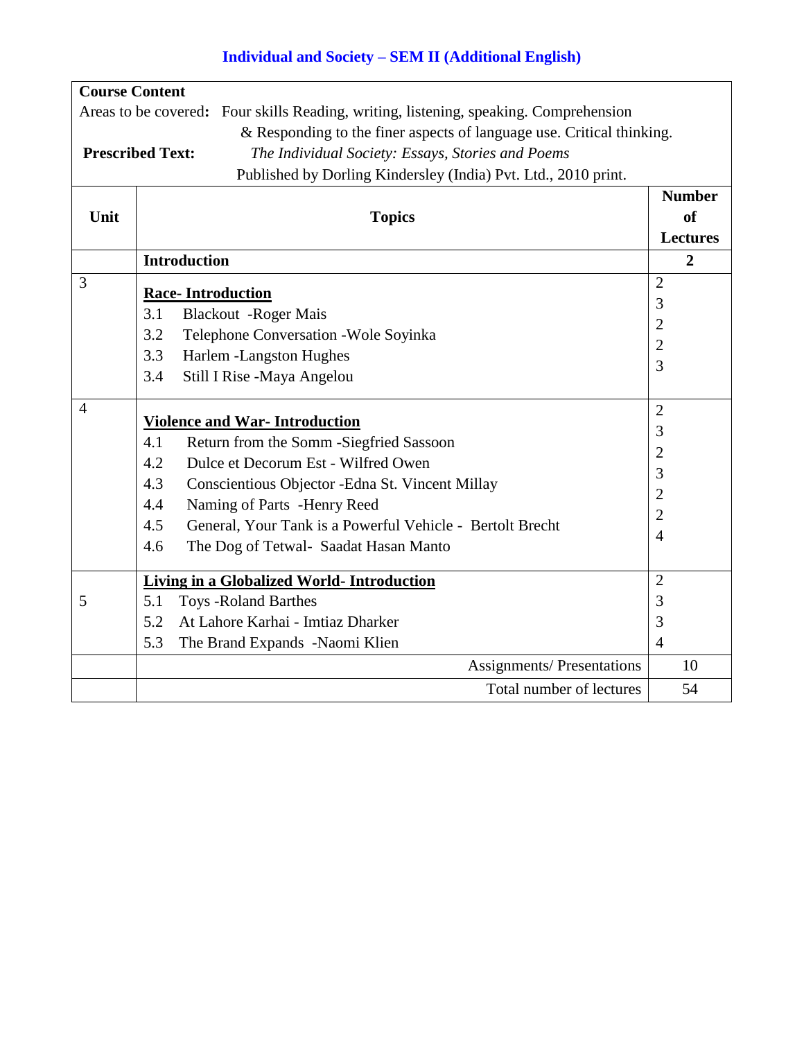## Individual and Society – SEM II (Additional English)

**Course Content**

Areas to be covered**:** Four skills Reading, writing, listening, speaking. Comprehension & Responding to the finer aspects of language use. Critical thinking.

**Prescribed Text:** *The Individual Society: Essays, Stories and Poems*
Published by Dorling Kindersley (India) Pvt. Ltd., 2010 print.

| Unit | Topics | Number of Lectures |
|---|---|---|
| | **Introduction** | **2** |
| 3 | **Race- Introduction** | 2 |
| | 3.1 Blackout -Roger Mais | 3 |
| | 3.2 Telephone Conversation -Wole Soyinka | 2 |
| | 3.3 Harlem -Langston Hughes | 2 |
| | 3.4 Still I Rise -Maya Angelou | 3 |
| 4 | **Violence and War- Introduction** | 2 |
| | 4.1 Return from the Somm -Siegfried Sassoon | 3 |
| | 4.2 Dulce et Decorum Est - Wilfred Owen | 2 |
| | 4.3 Conscientious Objector -Edna St. Vincent Millay | 3 |
| | 4.4 Naming of Parts -Henry Reed | 2 |
| | 4.5 General, Your Tank is a Powerful Vehicle - Bertolt Brecht | 2 |
| | 4.6 The Dog of Tetwal- Saadat Hasan Manto | 4 |
| 5 | **Living in a Globalized World- Introduction** | 2 |
| | 5.1 Toys -Roland Barthes | 3 |
| | 5.2 At Lahore Karhai - Imtiaz Dharker | 3 |
| | 5.3 The Brand Expands -Naomi Klien | 4 |
| | Assignments/ Presentations | 10 |
| | Total number of lectures | 54 |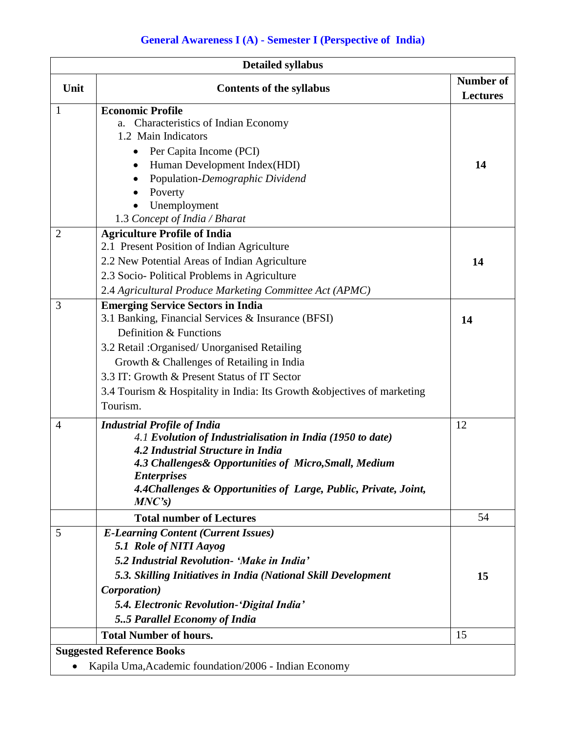## General Awareness I (A) - Semester I (Perspective of India)

| Detailed syllabus | | |
|---|---|---|
| **Unit** | **Contents of the syllabus** | **Number of Lectures** |
| 1 | **Economic Profile**<br>a. Characteristics of Indian Economy<br>1.2 Main Indicators<br>• Per Capita Income (PCI)<br>• Human Development Index(HDI)<br>• Population-*Demographic Dividend*<br>• Poverty<br>• Unemployment<br>1.3 *Concept of India / Bharat* | **14** |
| 2 | **Agriculture Profile of India**<br>2.1 Present Position of Indian Agriculture<br>2.2 New Potential Areas of Indian Agriculture<br>2.3 Socio- Political Problems in Agriculture<br>2.4 *Agricultural Produce Marketing Committee Act (APMC)* | **14** |
| 3 | **Emerging Service Sectors in India**<br>3.1 Banking, Financial Services & Insurance (BFSI)<br>Definition & Functions<br>3.2 Retail :Organised/ Unorganised Retailing<br>Growth & Challenges of Retailing in India<br>3.3 IT: Growth & Present Status of IT Sector<br>3.4 Tourism & Hospitality in India: Its Growth &objectives of marketing Tourism. | **14** |
| 4 | ***Industrial Profile of India***<br>*4.1* ***Evolution of Industrialisation in India (1950 to date)***<br>***4.2 Industrial Structure in India***<br>***4.3 Challenges& Opportunities of Micro,Small, Medium Enterprises***<br>***4.4Challenges & Opportunities of Large, Public, Private, Joint, MNC's)*** | 12 |
| | **Total number of Lectures** | 54 |
| 5 | ***E-Learning Content (Current Issues)***<br>***5.1 Role of NITI Aayog***<br>***5.2 Industrial Revolution- 'Make in India'***<br>***5.3. Skilling Initiatives in India (National Skill Development Corporation)***<br>***5.4. Electronic Revolution-'Digital India'***<br>***5..5 Parallel Economy of India*** | **15** |
| | **Total Number of hours.** | 15 |

**Suggested Reference Books**

- Kapila Uma,Academic foundation/2006 - Indian Economy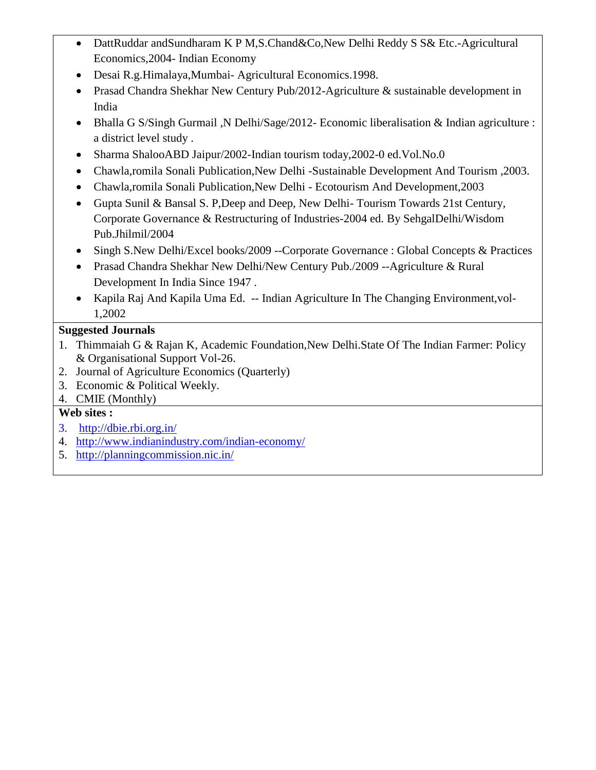- DattRuddar andSundharam K P M,S.Chand&Co,New Delhi Reddy S S& Etc.-Agricultural Economics,2004- Indian Economy
- Desai R.g.Himalaya,Mumbai- Agricultural Economics.1998.
- Prasad Chandra Shekhar New Century Pub/2012-Agriculture & sustainable development in India
- Bhalla G S/Singh Gurmail ,N Delhi/Sage/2012- Economic liberalisation & Indian agriculture : a district level study .
- Sharma ShalooABD Jaipur/2002-Indian tourism today,2002-0 ed.Vol.No.0
- Chawla,romila Sonali Publication,New Delhi -Sustainable Development And Tourism ,2003.
- Chawla,romila Sonali Publication,New Delhi - Ecotourism And Development,2003
- Gupta Sunil & Bansal S. P,Deep and Deep, New Delhi- Tourism Towards 21st Century, Corporate Governance & Restructuring of Industries-2004 ed. By SehgalDelhi/Wisdom Pub.Jhilmil/2004
- Singh S.New Delhi/Excel books/2009 --Corporate Governance : Global Concepts & Practices
- Prasad Chandra Shekhar New Delhi/New Century Pub./2009 --Agriculture & Rural Development In India Since 1947 .
- Kapila Raj And Kapila Uma Ed. -- Indian Agriculture In The Changing Environment,vol-1,2002

**Suggested Journals**

1. Thimmaiah G & Rajan K, Academic Foundation,New Delhi.State Of The Indian Farmer: Policy & Organisational Support Vol-26.
2. Journal of Agriculture Economics (Quarterly)
3. Economic & Political Weekly.
4. CMIE (Monthly)

**Web sites :**

3. http://dbie.rbi.org.in/
4. http://www.indianindustry.com/indian-economy/
5. http://planningcommission.nic.in/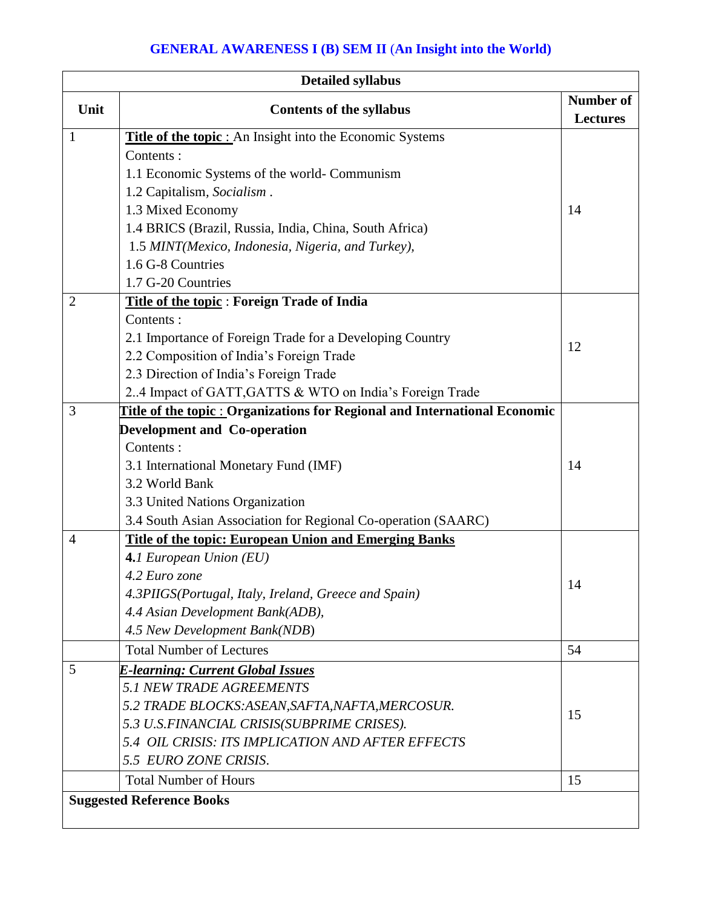## GENERAL AWARENESS I (B) SEM II (An Insight into the World)

| Detailed syllabus | | |
|---|---|---|
| **Unit** | **Contents of the syllabus** | **Number of Lectures** |
| 1 | **Title of the topic** : An Insight into the Economic Systems<br>Contents :<br>1.1 Economic Systems of the world- Communism<br>1.2 Capitalism, *Socialism* .<br>1.3 Mixed Economy<br>1.4 BRICS (Brazil, Russia, India, China, South Africa)<br>1.5 *MINT(Mexico, Indonesia, Nigeria, and Turkey),*<br>1.6 G-8 Countries<br>1.7 G-20 Countries | 14 |
| 2 | **Title of the topic** : **Foreign Trade of India**<br>Contents :<br>2.1 Importance of Foreign Trade for a Developing Country<br>2.2 Composition of India's Foreign Trade<br>2.3 Direction of India's Foreign Trade<br>2..4 Impact of GATT,GATTS & WTO on India's Foreign Trade | 12 |
| 3 | **Title of the topic** : **Organizations for Regional and International Economic Development and Co-operation**<br>Contents :<br>3.1 International Monetary Fund (IMF)<br>3.2 World Bank<br>3.3 United Nations Organization<br>3.4 South Asian Association for Regional Co-operation (SAARC) | 14 |
| 4 | **Title of the topic: European Union and Emerging Banks**<br>**4.***1 European Union (EU)*<br>*4.2 Euro zone*<br>*4.3PIIGS(Portugal, Italy, Ireland, Greece and Spain)*<br>*4.4 Asian Development Bank(ADB),*<br>*4.5 New Development Bank(NDB)* | 14 |
| | Total Number of Lectures | 54 |
| 5 | ***E-learning: Current Global Issues***<br>*5.1 NEW TRADE AGREEMENTS*<br>*5.2 TRADE BLOCKS:ASEAN,SAFTA,NAFTA,MERCOSUR.*<br>*5.3 U.S.FINANCIAL CRISIS(SUBPRIME CRISES).*<br>*5.4 OIL CRISIS: ITS IMPLICATION AND AFTER EFFECTS*<br>*5.5 EURO ZONE CRISIS.* | 15 |
| | Total Number of Hours | 15 |
| **Suggested Reference Books** | | |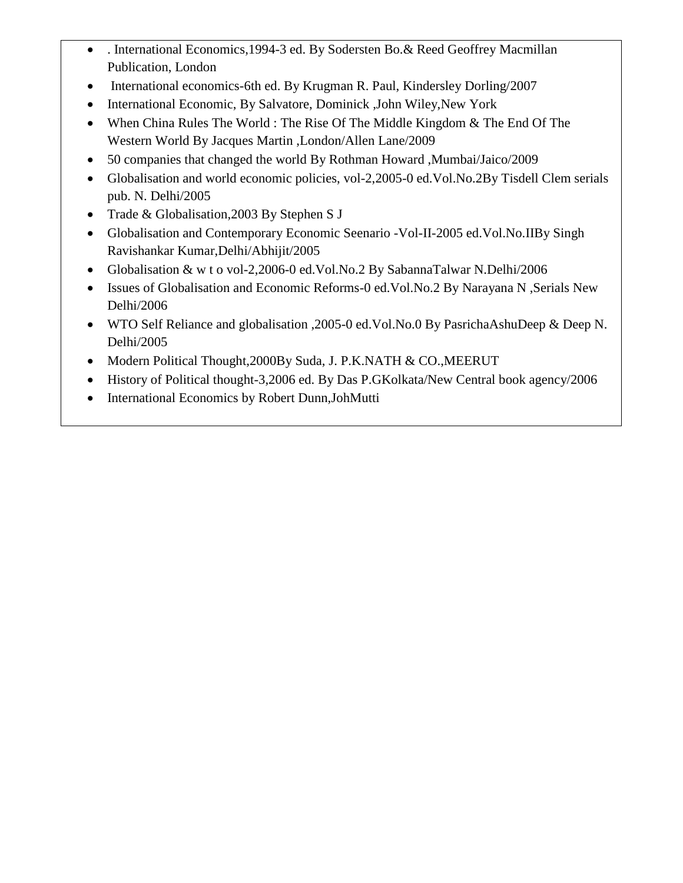- . International Economics,1994-3 ed. By Sodersten Bo.& Reed Geoffrey Macmillan Publication, London
- International economics-6th ed. By Krugman R. Paul, Kindersley Dorling/2007
- International Economic, By Salvatore, Dominick ,John Wiley,New York
- When China Rules The World : The Rise Of The Middle Kingdom & The End Of The Western World By Jacques Martin ,London/Allen Lane/2009
- 50 companies that changed the world By Rothman Howard ,Mumbai/Jaico/2009
- Globalisation and world economic policies, vol-2,2005-0 ed.Vol.No.2By Tisdell Clem serials pub. N. Delhi/2005
- Trade & Globalisation,2003 By Stephen S J
- Globalisation and Contemporary Economic Seenario -Vol-II-2005 ed.Vol.No.IIBy Singh Ravishankar Kumar,Delhi/Abhijit/2005
- Globalisation & w t o vol-2,2006-0 ed.Vol.No.2 By SabannaTalwar N.Delhi/2006
- Issues of Globalisation and Economic Reforms-0 ed.Vol.No.2 By Narayana N ,Serials New Delhi/2006
- WTO Self Reliance and globalisation ,2005-0 ed.Vol.No.0 By PasrichaAshuDeep & Deep N. Delhi/2005
- Modern Political Thought,2000By Suda, J. P.K.NATH & CO.,MEERUT
- History of Political thought-3,2006 ed. By Das P.GKolkata/New Central book agency/2006
- International Economics by Robert Dunn,JohMutti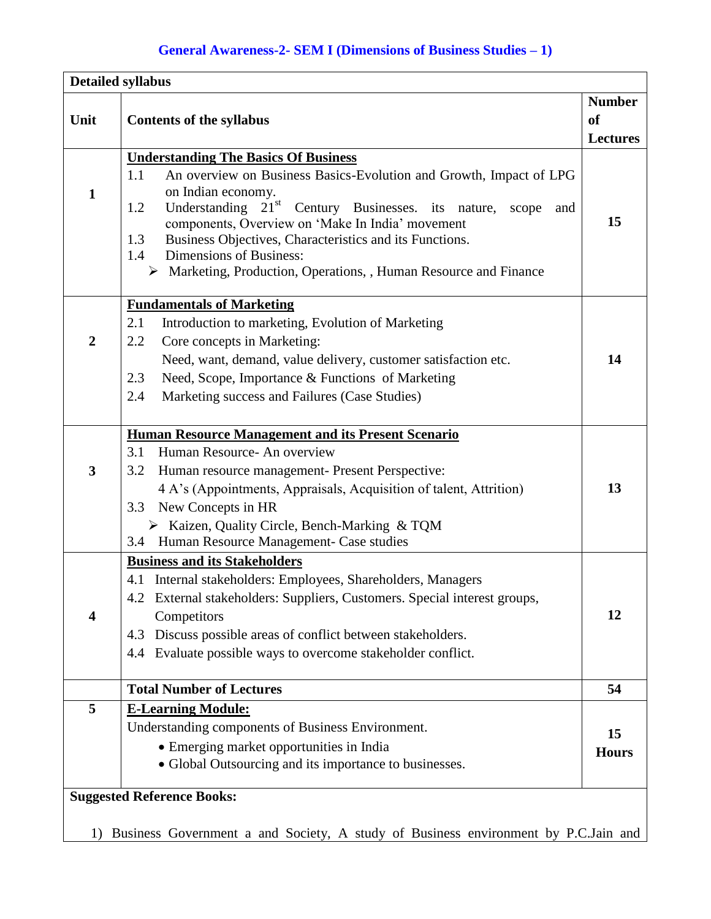## General Awareness-2- SEM I (Dimensions of Business Studies – 1)

| Detailed syllabus | | |
|---|---|---|
| **Unit** | **Contents of the syllabus** | **Number of Lectures** |
| 1 | **Understanding The Basics Of Business**<br>1.1 An overview on Business Basics-Evolution and Growth, Impact of LPG on Indian economy.<br>1.2 Understanding 21st Century Businesses. its nature, scope and components, Overview on 'Make In India' movement<br>1.3 Business Objectives, Characteristics and its Functions.<br>1.4 Dimensions of Business:<br>➢ Marketing, Production, Operations, , Human Resource and Finance | 15 |
| 2 | **Fundamentals of Marketing**<br>2.1 Introduction to marketing, Evolution of Marketing<br>2.2 Core concepts in Marketing:<br>Need, want, demand, value delivery, customer satisfaction etc.<br>2.3 Need, Scope, Importance & Functions of Marketing<br>2.4 Marketing success and Failures (Case Studies) | 14 |
| 3 | **Human Resource Management and its Present Scenario**<br>3.1 Human Resource- An overview<br>3.2 Human resource management- Present Perspective:<br>4 A's (Appointments, Appraisals, Acquisition of talent, Attrition)<br>3.3 New Concepts in HR<br>➢ Kaizen, Quality Circle, Bench-Marking & TQM<br>3.4 Human Resource Management- Case studies | 13 |
| 4 | **Business and its Stakeholders**<br>4.1 Internal stakeholders: Employees, Shareholders, Managers<br>4.2 External stakeholders: Suppliers, Customers. Special interest groups, Competitors<br>4.3 Discuss possible areas of conflict between stakeholders.<br>4.4 Evaluate possible ways to overcome stakeholder conflict. | 12 |
| | **Total Number of Lectures** | 54 |
| 5 | **E-Learning Module:**<br>Understanding components of Business Environment.<br>• Emerging market opportunities in India<br>• Global Outsourcing and its importance to businesses. | 15 Hours |

**Suggested Reference Books:**

1) Business Government a and Society, A study of Business environment by P.C.Jain and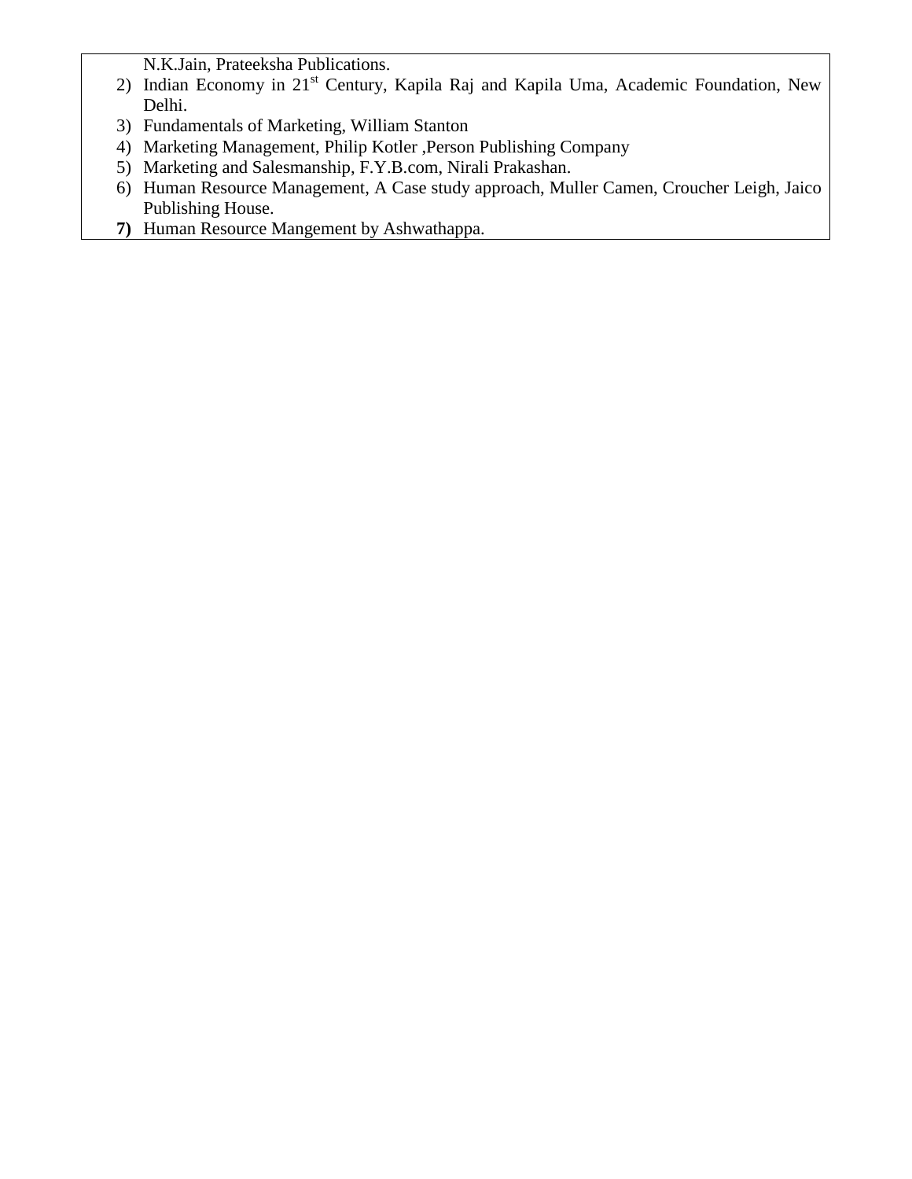N.K.Jain, Prateeksha Publications.

2) Indian Economy in 21st Century, Kapila Raj and Kapila Uma, Academic Foundation, New Delhi.
3) Fundamentals of Marketing, William Stanton
4) Marketing Management, Philip Kotler ,Person Publishing Company
5) Marketing and Salesmanship, F.Y.B.com, Nirali Prakashan.
6) Human Resource Management, A Case study approach, Muller Camen, Croucher Leigh, Jaico Publishing House.
7) Human Resource Mangement by Ashwathappa.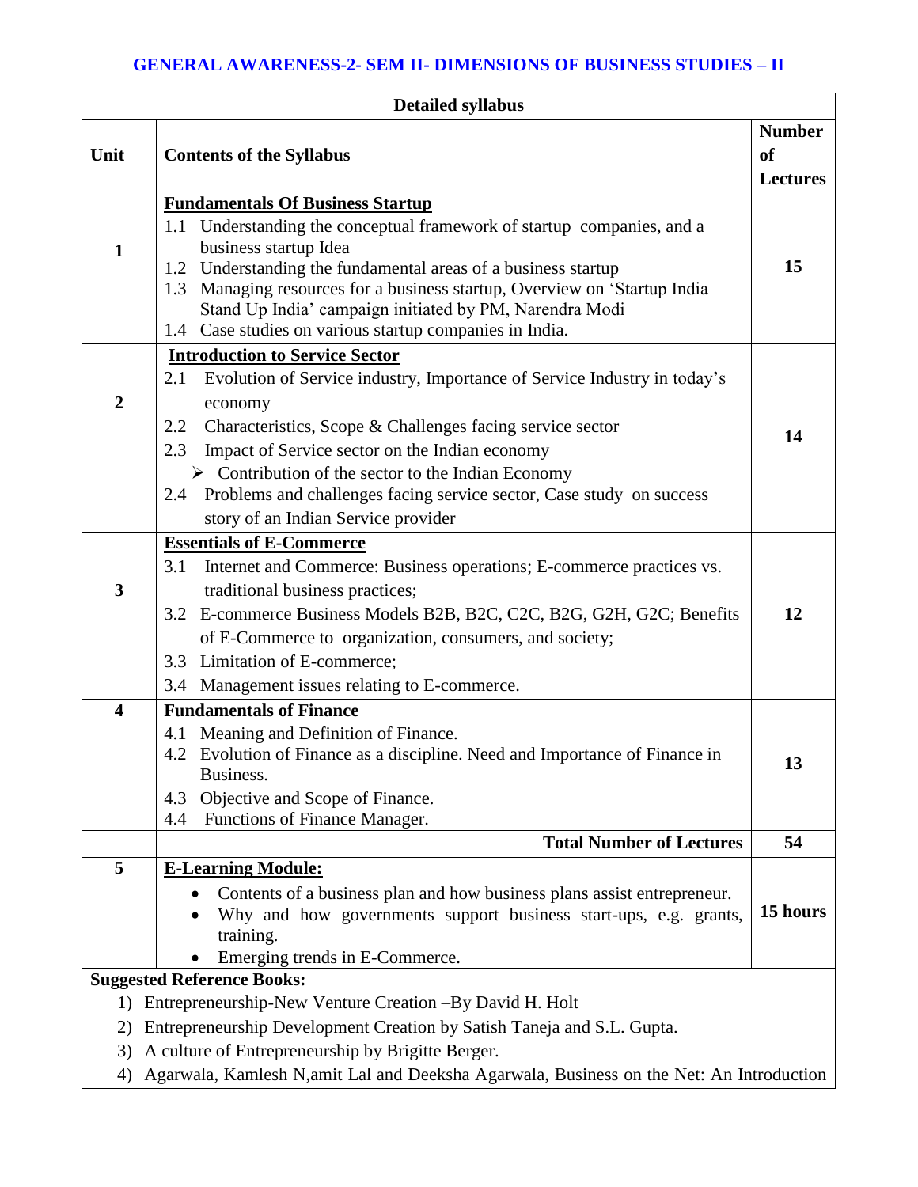## GENERAL AWARENESS-2- SEM II- DIMENSIONS OF BUSINESS STUDIES – II

| Detailed syllabus | | |
|---|---|---|
| **Unit** | **Contents of the Syllabus** | **Number of Lectures** |
| **1** | **<u>Fundamentals Of Business Startup</u>**<br>1.1 Understanding the conceptual framework of startup companies, and a business startup Idea<br>1.2 Understanding the fundamental areas of a business startup<br>1.3 Managing resources for a business startup, Overview on 'Startup India Stand Up India' campaign initiated by PM, Narendra Modi<br>1.4 Case studies on various startup companies in India. | **15** |
| **2** | **<u>Introduction to Service Sector</u>**<br>2.1 Evolution of Service industry, Importance of Service Industry in today's economy<br>2.2 Characteristics, Scope & Challenges facing service sector<br>2.3 Impact of Service sector on the Indian economy<br>➢ Contribution of the sector to the Indian Economy<br>2.4 Problems and challenges facing service sector, Case study on success story of an Indian Service provider | **14** |
| **3** | **<u>Essentials of E-Commerce</u>**<br>3.1 Internet and Commerce: Business operations; E-commerce practices vs. traditional business practices;<br>3.2 E-commerce Business Models B2B, B2C, C2C, B2G, G2H, G2C; Benefits of E-Commerce to organization, consumers, and society;<br>3.3 Limitation of E-commerce;<br>3.4 Management issues relating to E-commerce. | **12** |
| **4** | **Fundamentals of Finance**<br>4.1 Meaning and Definition of Finance.<br>4.2 Evolution of Finance as a discipline. Need and Importance of Finance in Business.<br>4.3 Objective and Scope of Finance.<br>4.4 Functions of Finance Manager. | **13** |
| | **Total Number of Lectures** | **54** |
| **5** | **<u>E-Learning Module:</u>**<br>• Contents of a business plan and how business plans assist entrepreneur.<br>• Why and how governments support business start-ups, e.g. grants, training.<br>• Emerging trends in E-Commerce. | **15 hours** |

**Suggested Reference Books:**

1) Entrepreneurship-New Venture Creation –By David H. Holt
2) Entrepreneurship Development Creation by Satish Taneja and S.L. Gupta.
3) A culture of Entrepreneurship by Brigitte Berger.
4) Agarwala, Kamlesh N,amit Lal and Deeksha Agarwala, Business on the Net: An Introduction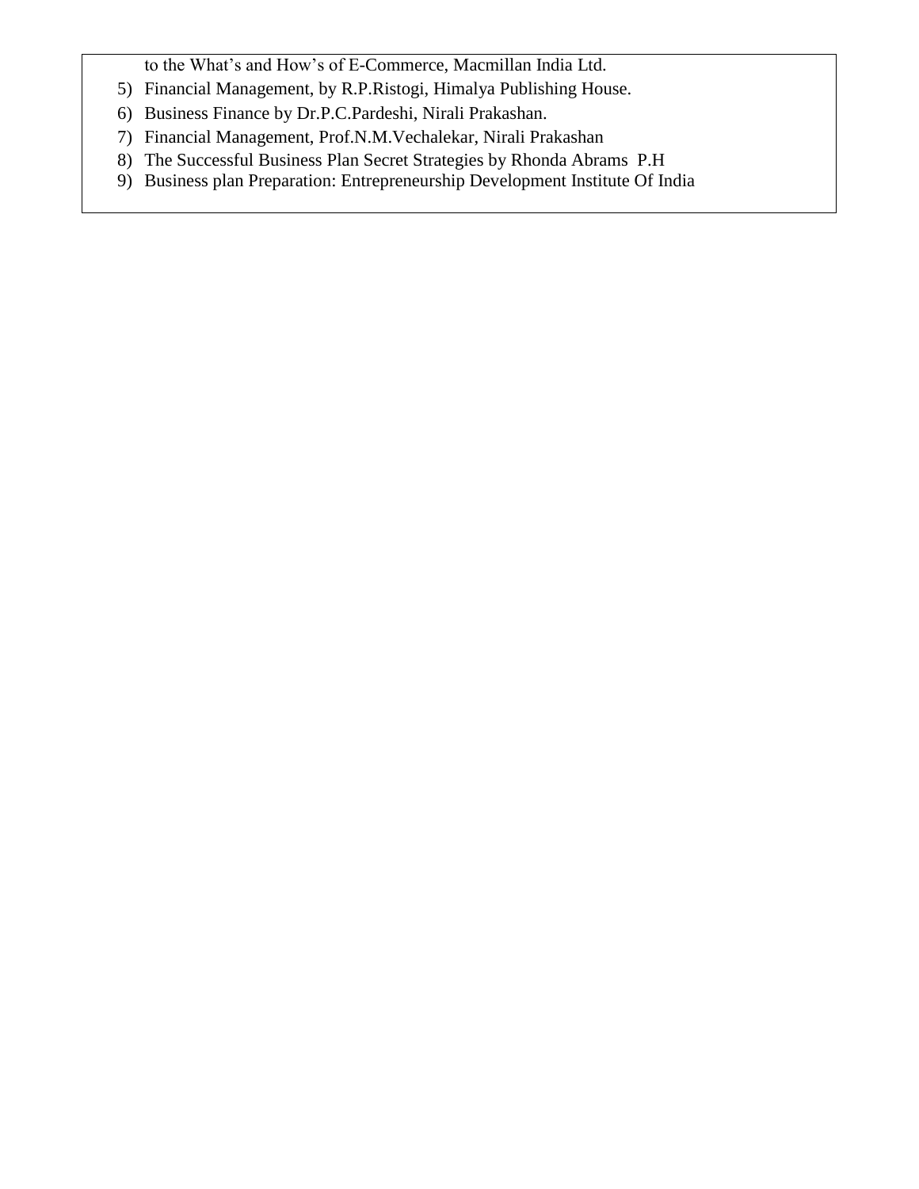to the What's and How's of E-Commerce, Macmillan India Ltd.

5) Financial Management, by R.P.Ristogi, Himalya Publishing House.
6) Business Finance by Dr.P.C.Pardeshi, Nirali Prakashan.
7) Financial Management, Prof.N.M.Vechalekar, Nirali Prakashan
8) The Successful Business Plan Secret Strategies by Rhonda Abrams P.H
9) Business plan Preparation: Entrepreneurship Development Institute Of India